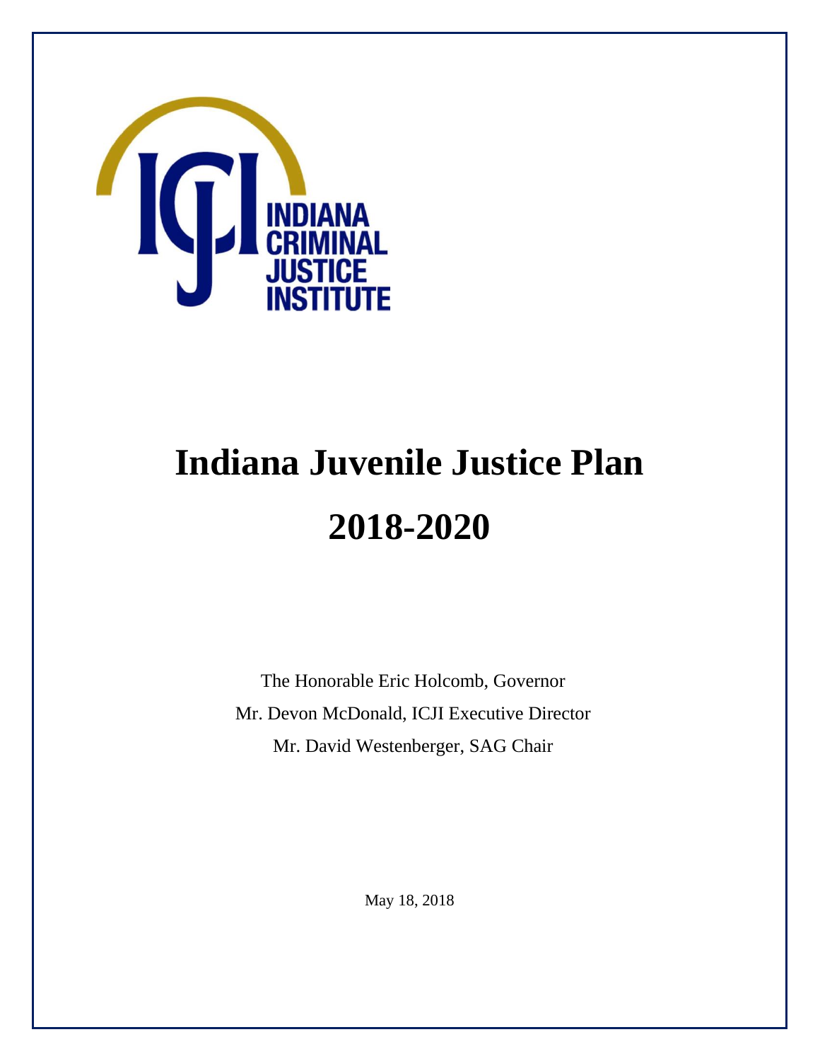INDIANA CRIMINAL JUSTICE INSTITUTE

# Indiana Juvenile Justice Plan 2018-2020

The Honorable Eric Holcomb, Governor

Mr. Devon McDonald, ICJI Executive Director

Mr. David Westenberger, SAG Chair

May 18, 2018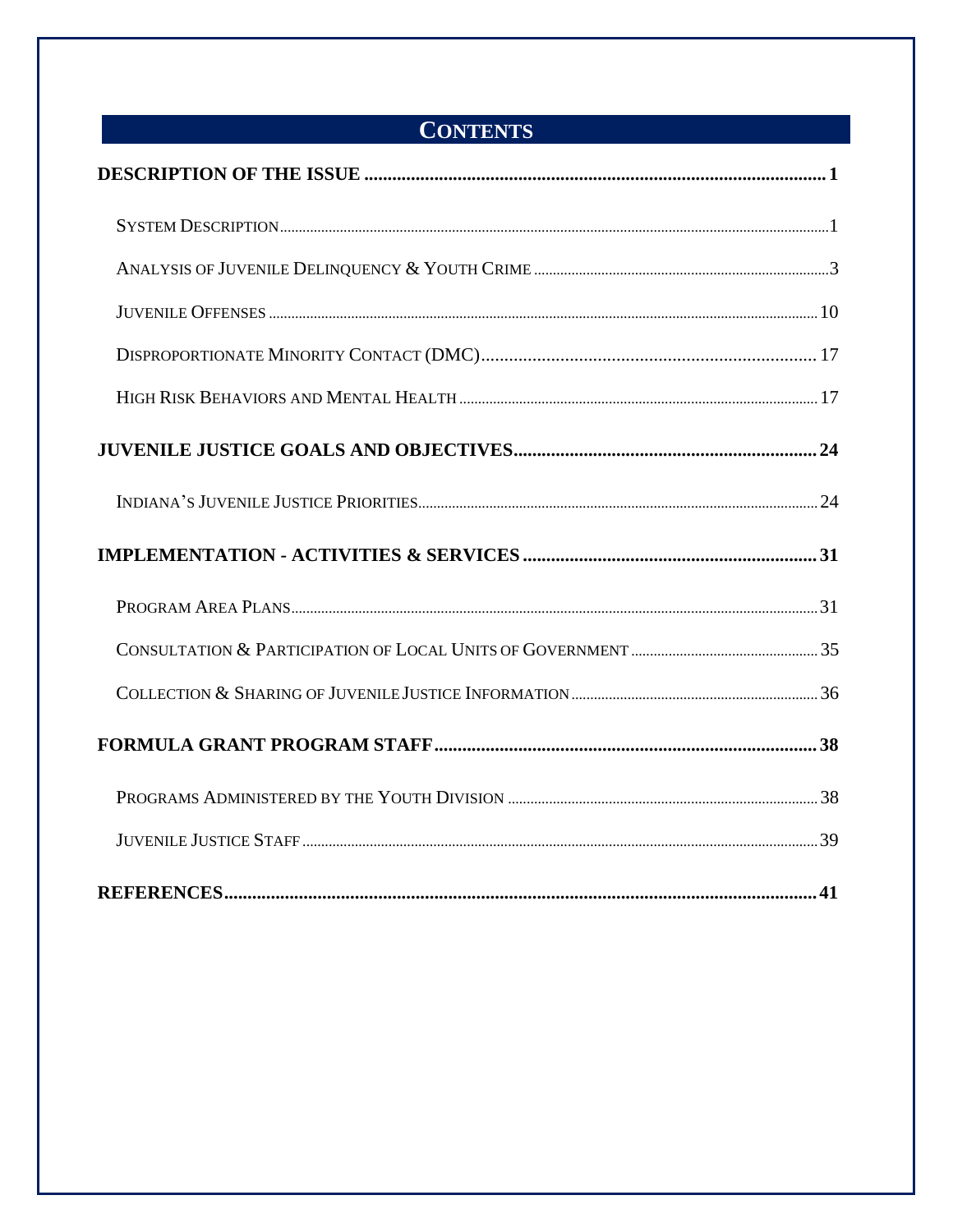# CONTENTS

**DESCRIPTION OF THE ISSUE .................................................................................................. 1**

SYSTEM DESCRIPTION .................................................................................................. 1

ANALYSIS OF JUVENILE DELINQUENCY & YOUTH CRIME .................................................. 3

JUVENILE OFFENSES .................................................................................................. 10

DISPROPORTIONATE MINORITY CONTACT (DMC) .................................................. 17

HIGH RISK BEHAVIORS AND MENTAL HEALTH .................................................. 17

**JUVENILE JUSTICE GOALS AND OBJECTIVES .................................................. 24**

INDIANA'S JUVENILE JUSTICE PRIORITIES .................................................. 24

**IMPLEMENTATION - ACTIVITIES & SERVICES .................................................. 31**

PROGRAM AREA PLANS .................................................. 31

CONSULTATION & PARTICIPATION OF LOCAL UNITS OF GOVERNMENT .................................................. 35

COLLECTION & SHARING OF JUVENILE JUSTICE INFORMATION .................................................. 36

**FORMULA GRANT PROGRAM STAFF .................................................. 38**

PROGRAMS ADMINISTERED BY THE YOUTH DIVISION .................................................. 38

JUVENILE JUSTICE STAFF .................................................. 39

**REFERENCES .................................................. 41**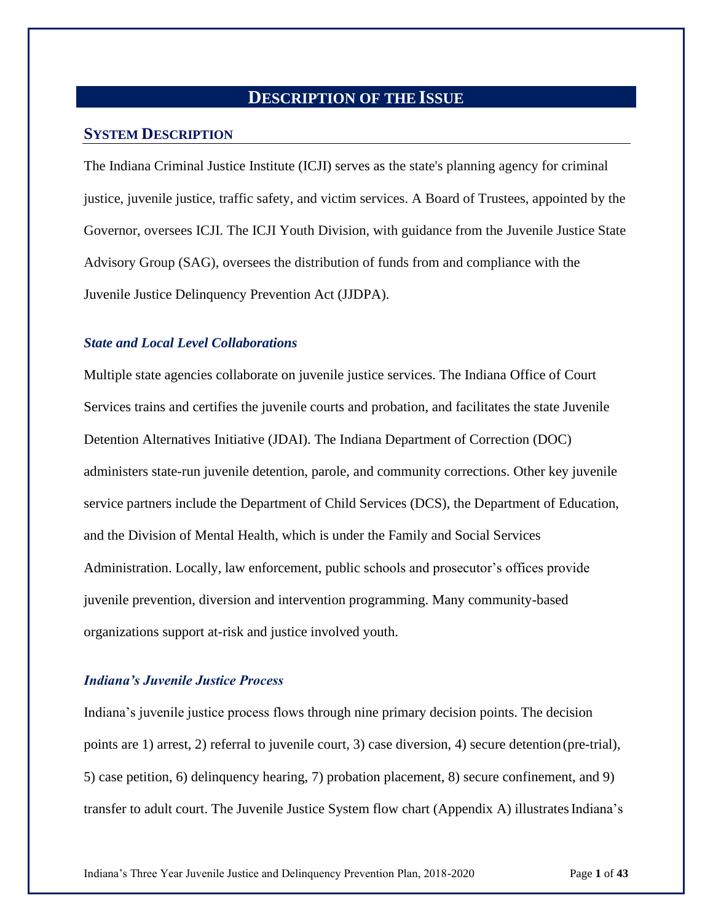# DESCRIPTION OF THE ISSUE

## SYSTEM DESCRIPTION

The Indiana Criminal Justice Institute (ICJI) serves as the state's planning agency for criminal justice, juvenile justice, traffic safety, and victim services. A Board of Trustees, appointed by the Governor, oversees ICJI. The ICJI Youth Division, with guidance from the Juvenile Justice State Advisory Group (SAG), oversees the distribution of funds from and compliance with the Juvenile Justice Delinquency Prevention Act (JJDPA).

### *State and Local Level Collaborations*

Multiple state agencies collaborate on juvenile justice services. The Indiana Office of Court Services trains and certifies the juvenile courts and probation, and facilitates the state Juvenile Detention Alternatives Initiative (JDAI). The Indiana Department of Correction (DOC) administers state-run juvenile detention, parole, and community corrections. Other key juvenile service partners include the Department of Child Services (DCS), the Department of Education, and the Division of Mental Health, which is under the Family and Social Services Administration. Locally, law enforcement, public schools and prosecutor's offices provide juvenile prevention, diversion and intervention programming. Many community-based organizations support at-risk and justice involved youth.

### *Indiana's Juvenile Justice Process*

Indiana's juvenile justice process flows through nine primary decision points. The decision points are 1) arrest, 2) referral to juvenile court, 3) case diversion, 4) secure detention (pre-trial), 5) case petition, 6) delinquency hearing, 7) probation placement, 8) secure confinement, and 9) transfer to adult court. The Juvenile Justice System flow chart (Appendix A) illustrates Indiana's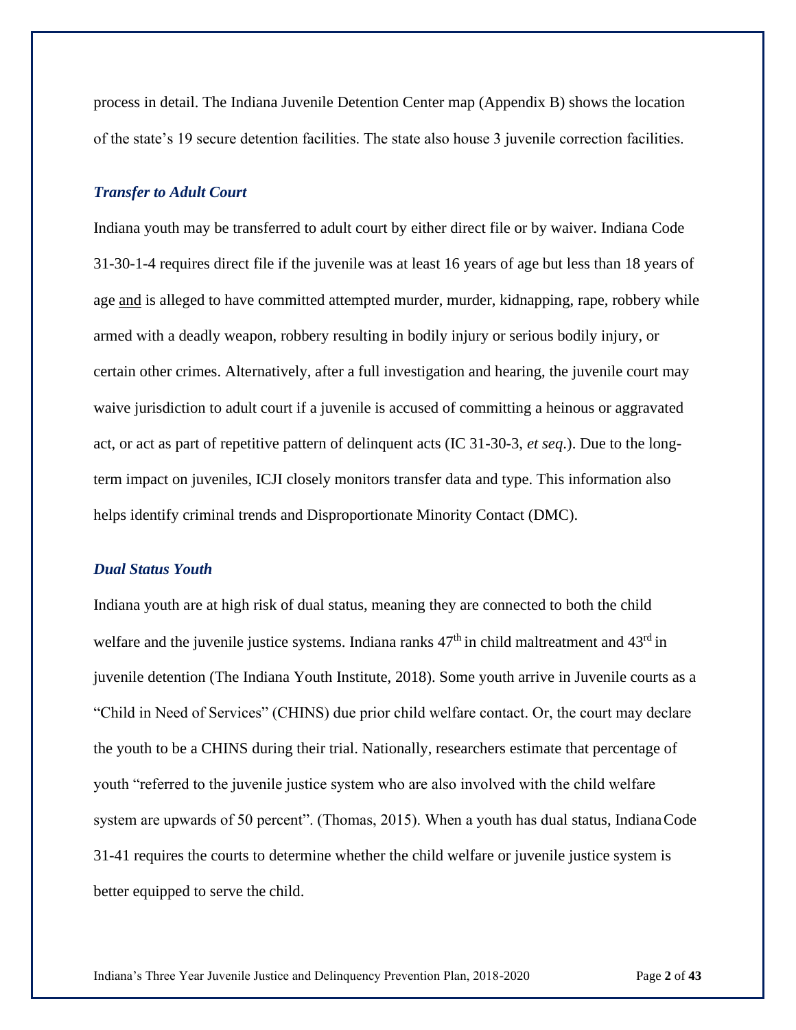process in detail. The Indiana Juvenile Detention Center map (Appendix B) shows the location of the state's 19 secure detention facilities. The state also house 3 juvenile correction facilities.

### *Transfer to Adult Court*

Indiana youth may be transferred to adult court by either direct file or by waiver. Indiana Code 31-30-1-4 requires direct file if the juvenile was at least 16 years of age but less than 18 years of age <u>and</u> is alleged to have committed attempted murder, murder, kidnapping, rape, robbery while armed with a deadly weapon, robbery resulting in bodily injury or serious bodily injury, or certain other crimes. Alternatively, after a full investigation and hearing, the juvenile court may waive jurisdiction to adult court if a juvenile is accused of committing a heinous or aggravated act, or act as part of repetitive pattern of delinquent acts (IC 31-30-3, *et seq*.). Due to the long-term impact on juveniles, ICJI closely monitors transfer data and type. This information also helps identify criminal trends and Disproportionate Minority Contact (DMC).

### *Dual Status Youth*

Indiana youth are at high risk of dual status, meaning they are connected to both the child welfare and the juvenile justice systems. Indiana ranks 47th in child maltreatment and 43rd in juvenile detention (The Indiana Youth Institute, 2018). Some youth arrive in Juvenile courts as a "Child in Need of Services" (CHINS) due prior child welfare contact. Or, the court may declare the youth to be a CHINS during their trial. Nationally, researchers estimate that percentage of youth "referred to the juvenile justice system who are also involved with the child welfare system are upwards of 50 percent". (Thomas, 2015). When a youth has dual status, Indiana Code 31-41 requires the courts to determine whether the child welfare or juvenile justice system is better equipped to serve the child.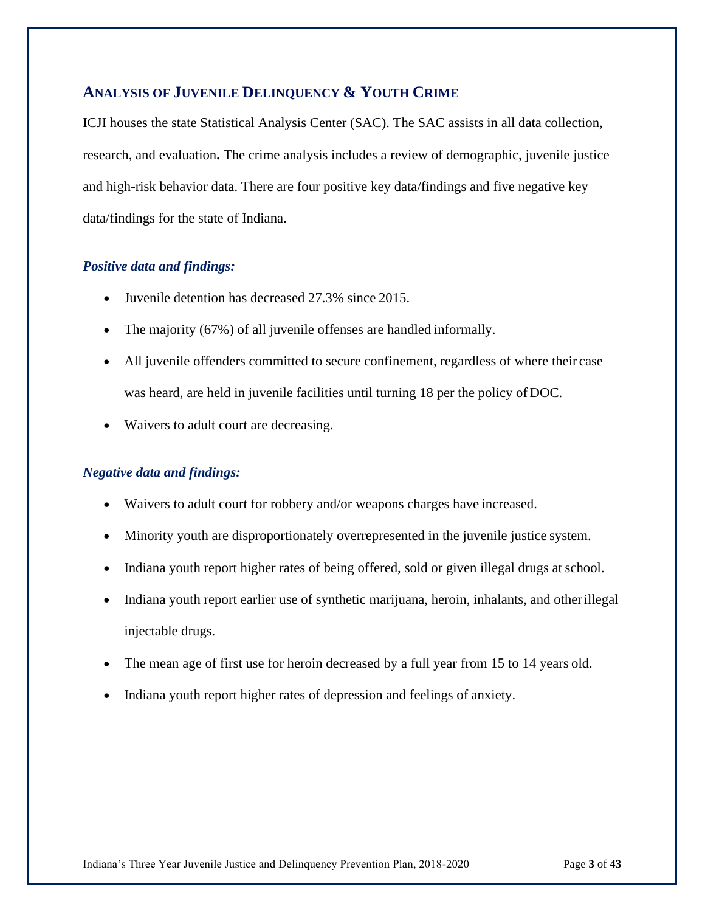## Analysis of Juvenile Delinquency & Youth Crime

ICJI houses the state Statistical Analysis Center (SAC). The SAC assists in all data collection, research, and evaluation**.** The crime analysis includes a review of demographic, juvenile justice and high-risk behavior data. There are four positive key data/findings and five negative key data/findings for the state of Indiana.

### *Positive data and findings:*

- Juvenile detention has decreased 27.3% since 2015.
- The majority (67%) of all juvenile offenses are handled informally.
- All juvenile offenders committed to secure confinement, regardless of where their case was heard, are held in juvenile facilities until turning 18 per the policy of DOC.
- Waivers to adult court are decreasing.

### *Negative data and findings:*

- Waivers to adult court for robbery and/or weapons charges have increased.
- Minority youth are disproportionately overrepresented in the juvenile justice system.
- Indiana youth report higher rates of being offered, sold or given illegal drugs at school.
- Indiana youth report earlier use of synthetic marijuana, heroin, inhalants, and other illegal injectable drugs.
- The mean age of first use for heroin decreased by a full year from 15 to 14 years old.
- Indiana youth report higher rates of depression and feelings of anxiety.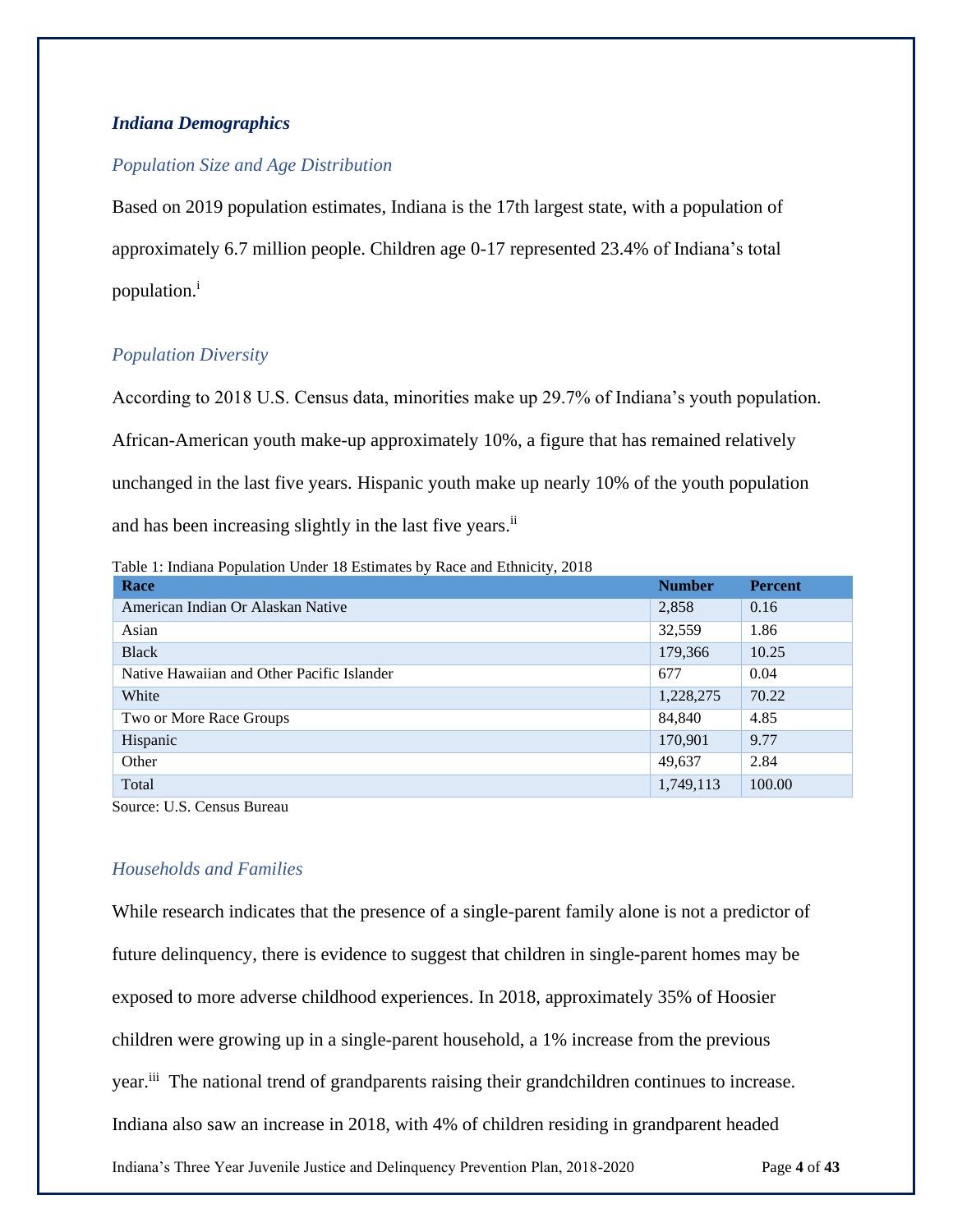## *Indiana Demographics*

### *Population Size and Age Distribution*

Based on 2019 population estimates, Indiana is the 17th largest state, with a population of approximately 6.7 million people. Children age 0-17 represented 23.4% of Indiana's total population.[i]

### *Population Diversity*

According to 2018 U.S. Census data, minorities make up 29.7% of Indiana's youth population. African-American youth make-up approximately 10%, a figure that has remained relatively unchanged in the last five years. Hispanic youth make up nearly 10% of the youth population and has been increasing slightly in the last five years.[ii]

Table 1: Indiana Population Under 18 Estimates by Race and Ethnicity, 2018

| Race | Number | Percent |
|---|---|---|
| American Indian Or Alaskan Native | 2,858 | 0.16 |
| Asian | 32,559 | 1.86 |
| Black | 179,366 | 10.25 |
| Native Hawaiian and Other Pacific Islander | 677 | 0.04 |
| White | 1,228,275 | 70.22 |
| Two or More Race Groups | 84,840 | 4.85 |
| Hispanic | 170,901 | 9.77 |
| Other | 49,637 | 2.84 |
| Total | 1,749,113 | 100.00 |

Source: U.S. Census Bureau

### *Households and Families*

While research indicates that the presence of a single-parent family alone is not a predictor of future delinquency, there is evidence to suggest that children in single-parent homes may be exposed to more adverse childhood experiences. In 2018, approximately 35% of Hoosier children were growing up in a single-parent household, a 1% increase from the previous year.[iii] The national trend of grandparents raising their grandchildren continues to increase. Indiana also saw an increase in 2018, with 4% of children residing in grandparent headed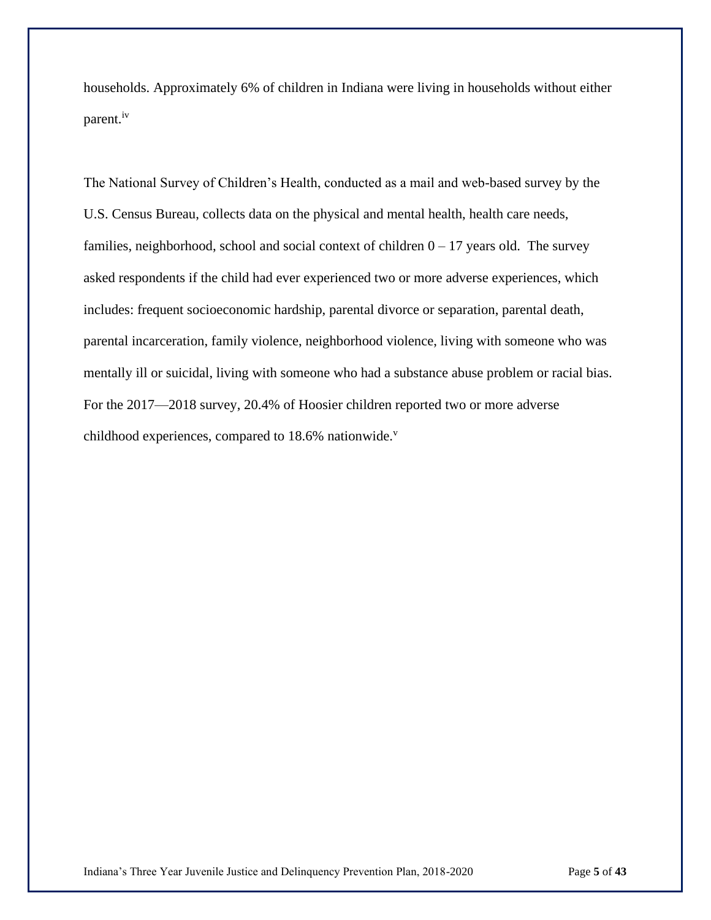households. Approximately 6% of children in Indiana were living in households without either parent.[iv]

The National Survey of Children's Health, conducted as a mail and web-based survey by the U.S. Census Bureau, collects data on the physical and mental health, health care needs, families, neighborhood, school and social context of children 0 – 17 years old. The survey asked respondents if the child had ever experienced two or more adverse experiences, which includes: frequent socioeconomic hardship, parental divorce or separation, parental death, parental incarceration, family violence, neighborhood violence, living with someone who was mentally ill or suicidal, living with someone who had a substance abuse problem or racial bias. For the 2017—2018 survey, 20.4% of Hoosier children reported two or more adverse childhood experiences, compared to 18.6% nationwide.[v]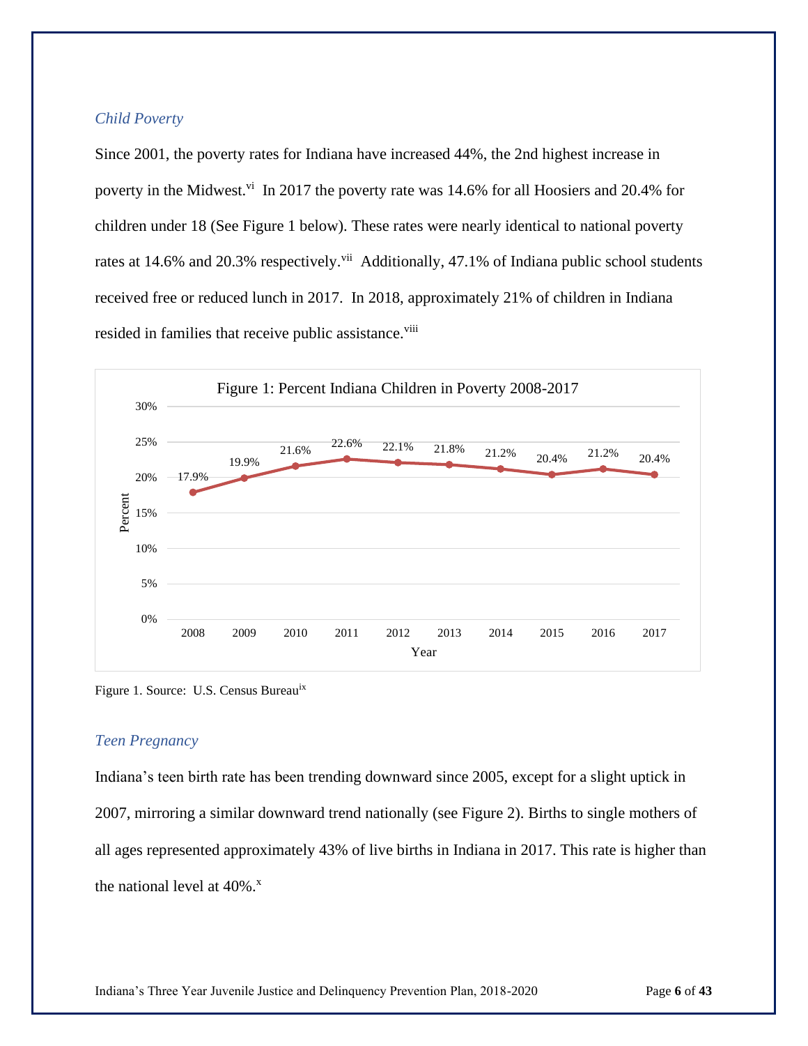### *Child Poverty*

Since 2001, the poverty rates for Indiana have increased 44%, the 2nd highest increase in poverty in the Midwest.[vi] In 2017 the poverty rate was 14.6% for all Hoosiers and 20.4% for children under 18 (See Figure 1 below). These rates were nearly identical to national poverty rates at 14.6% and 20.3% respectively.[vii] Additionally, 47.1% of Indiana public school students received free or reduced lunch in 2017. In 2018, approximately 21% of children in Indiana resided in families that receive public assistance.[viii]

**Figure 1: Percent Indiana Children in Poverty 2008-2017**

| Year | Percent |
|---|---|
| 2008 | 17.9% |
| 2009 | 19.9% |
| 2010 | 21.6% |
| 2011 | 22.6% |
| 2012 | 22.1% |
| 2013 | 21.8% |
| 2014 | 21.2% |
| 2015 | 20.4% |
| 2016 | 21.2% |
| 2017 | 20.4% |

Figure 1. Source: U.S. Census Bureau[ix]

### *Teen Pregnancy*

Indiana's teen birth rate has been trending downward since 2005, except for a slight uptick in 2007, mirroring a similar downward trend nationally (see Figure 2). Births to single mothers of all ages represented approximately 43% of live births in Indiana in 2017. This rate is higher than the national level at 40%.[x]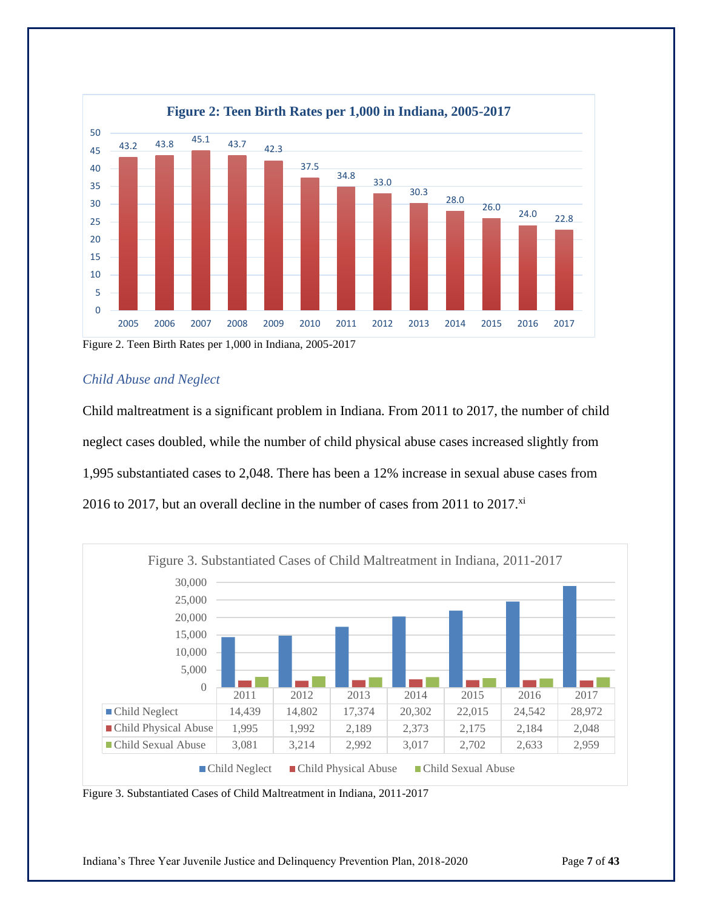**Figure 2: Teen Birth Rates per 1,000 in Indiana, 2005-2017**

| Year | 2005 | 2006 | 2007 | 2008 | 2009 | 2010 | 2011 | 2012 | 2013 | 2014 | 2015 | 2016 | 2017 |
|---|---|---|---|---|---|---|---|---|---|---|---|---|---|
| Rate | 43.2 | 43.8 | 45.1 | 43.7 | 42.3 | 37.5 | 34.8 | 33.0 | 30.3 | 28.0 | 26.0 | 24.0 | 22.8 |

Figure 2. Teen Birth Rates per 1,000 in Indiana, 2005-2017

### *Child Abuse and Neglect*

Child maltreatment is a significant problem in Indiana. From 2011 to 2017, the number of child neglect cases doubled, while the number of child physical abuse cases increased slightly from 1,995 substantiated cases to 2,048. There has been a 12% increase in sexual abuse cases from 2016 to 2017, but an overall decline in the number of cases from 2011 to 2017.[xi]

Figure 3. Substantiated Cases of Child Maltreatment in Indiana, 2011-2017

| | 2011 | 2012 | 2013 | 2014 | 2015 | 2016 | 2017 |
|---|---|---|---|---|---|---|---|
| Child Neglect | 14,439 | 14,802 | 17,374 | 20,302 | 22,015 | 24,542 | 28,972 |
| Child Physical Abuse | 1,995 | 1,992 | 2,189 | 2,373 | 2,175 | 2,184 | 2,048 |
| Child Sexual Abuse | 3,081 | 3,214 | 2,992 | 3,017 | 2,702 | 2,633 | 2,959 |

Figure 3. Substantiated Cases of Child Maltreatment in Indiana, 2011-2017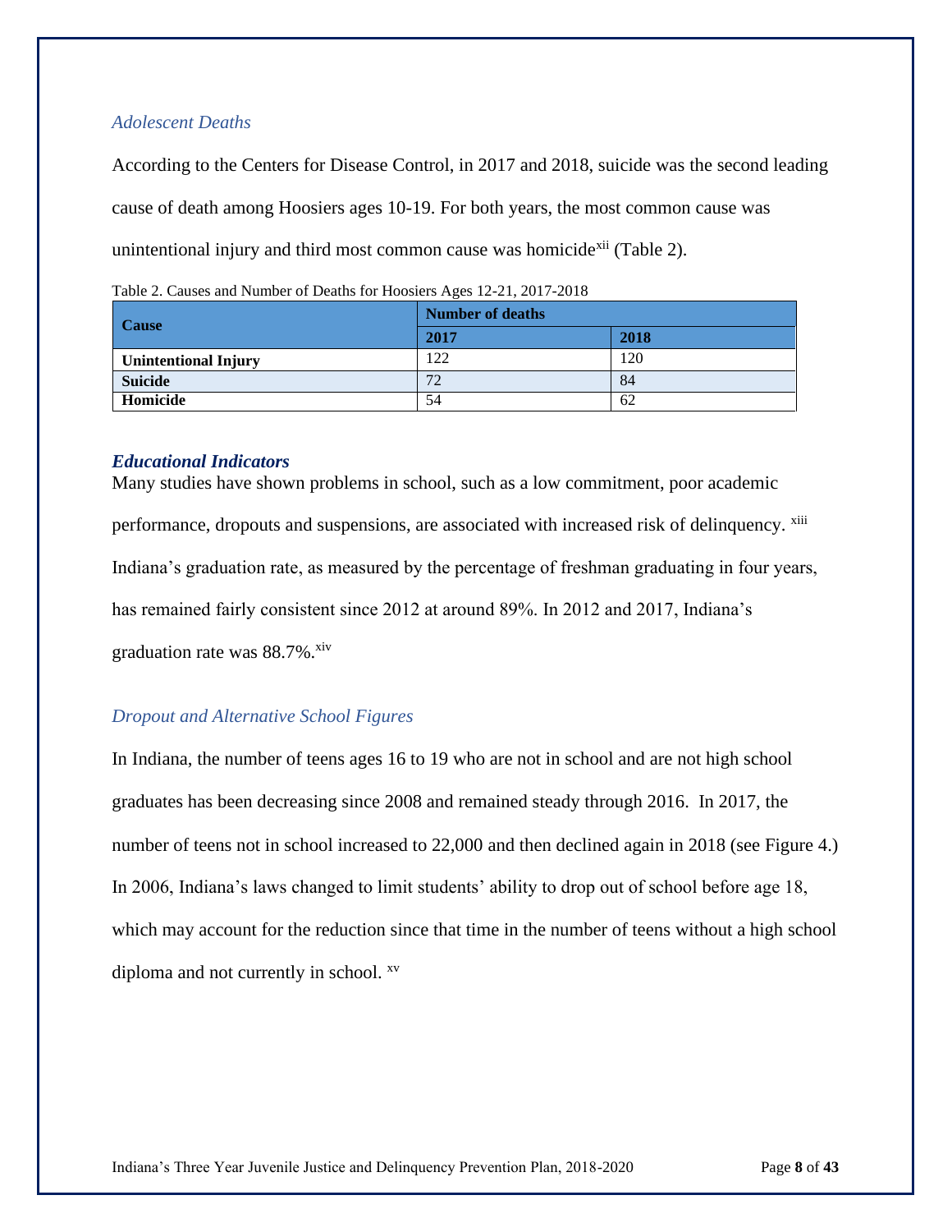### *Adolescent Deaths*

According to the Centers for Disease Control, in 2017 and 2018, suicide was the second leading cause of death among Hoosiers ages 10-19. For both years, the most common cause was unintentional injury and third most common cause was homicide[xii] (Table 2).

Table 2. Causes and Number of Deaths for Hoosiers Ages 12-21, 2017-2018

| Cause | Number of deaths | |
|---|---|---|
| | 2017 | 2018 |
| **Unintentional Injury** | 122 | 120 |
| **Suicide** | 72 | 84 |
| **Homicide** | 54 | 62 |

### ***Educational Indicators***

Many studies have shown problems in school, such as a low commitment, poor academic performance, dropouts and suspensions, are associated with increased risk of delinquency. [xiii] Indiana's graduation rate, as measured by the percentage of freshman graduating in four years, has remained fairly consistent since 2012 at around 89%. In 2012 and 2017, Indiana's graduation rate was 88.7%.[xiv]

### *Dropout and Alternative School Figures*

In Indiana, the number of teens ages 16 to 19 who are not in school and are not high school graduates has been decreasing since 2008 and remained steady through 2016. In 2017, the number of teens not in school increased to 22,000 and then declined again in 2018 (see Figure 4.) In 2006, Indiana's laws changed to limit students' ability to drop out of school before age 18, which may account for the reduction since that time in the number of teens without a high school diploma and not currently in school. [xv]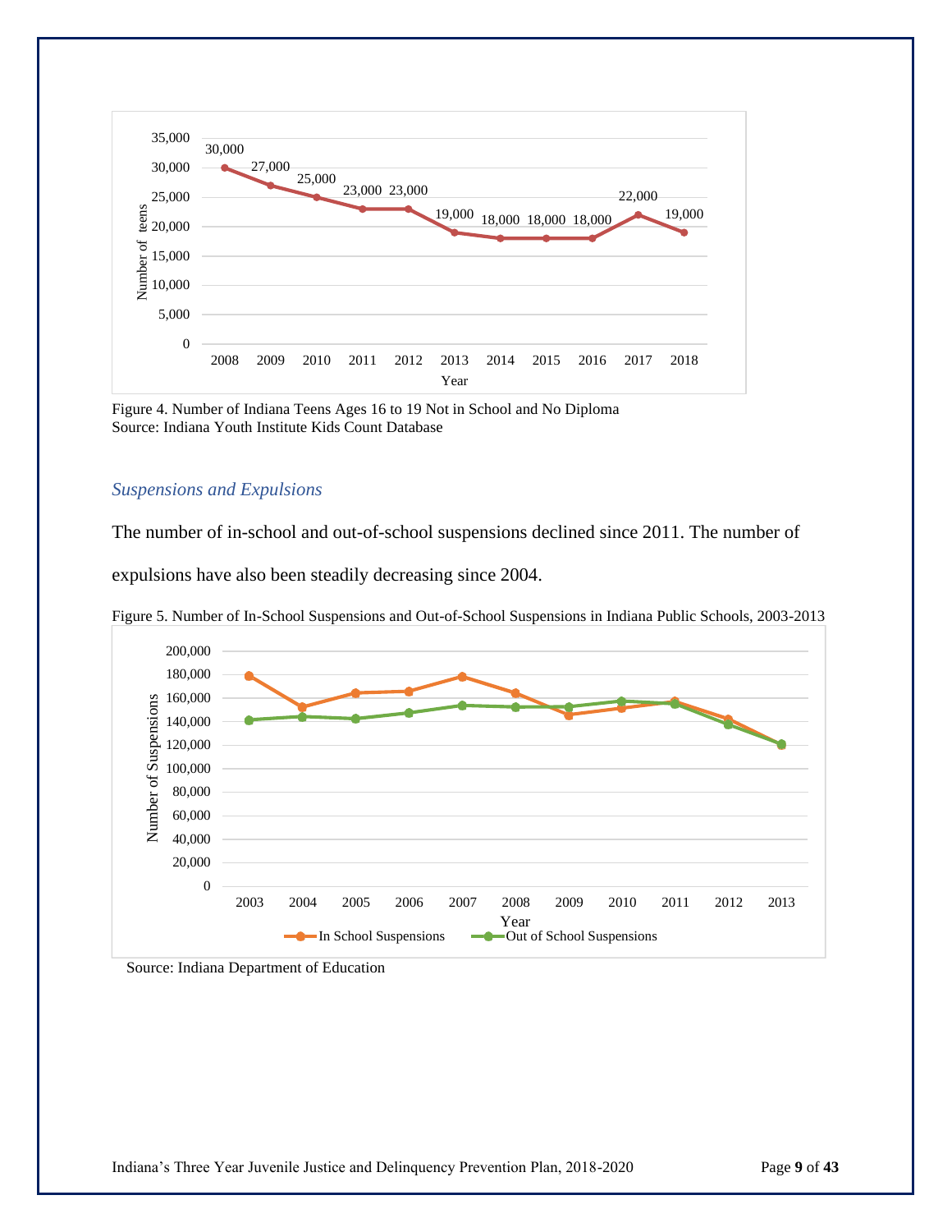Figure 4. Number of Indiana Teens Ages 16 to 19 Not in School and No Diploma
Source: Indiana Youth Institute Kids Count Database

### *Suspensions and Expulsions*

The number of in-school and out-of-school suspensions declined since 2011. The number of expulsions have also been steadily decreasing since 2004.

Figure 5. Number of In-School Suspensions and Out-of-School Suspensions in Indiana Public Schools, 2003-2013

Source: Indiana Department of Education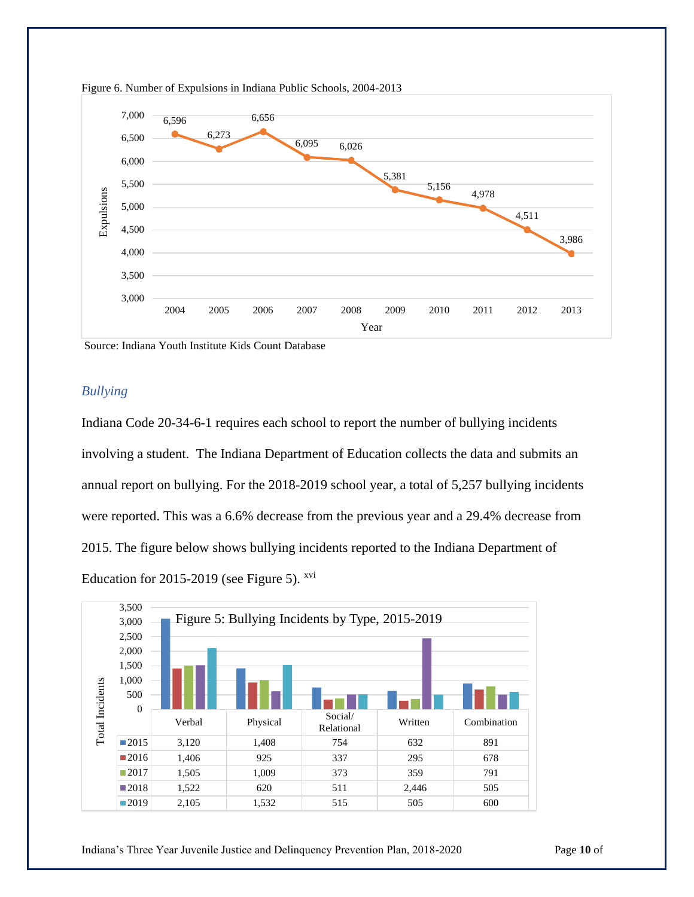Figure 6. Number of Expulsions in Indiana Public Schools, 2004-2013

| Year | Expulsions |
|---|---|
| 2004 | 6,596 |
| 2005 | 6,273 |
| 2006 | 6,656 |
| 2007 | 6,095 |
| 2008 | 6,026 |
| 2009 | 5,381 |
| 2010 | 5,156 |
| 2011 | 4,978 |
| 2012 | 4,511 |
| 2013 | 3,986 |

Source: Indiana Youth Institute Kids Count Database

### *Bullying*

Indiana Code 20-34-6-1 requires each school to report the number of bullying incidents involving a student. The Indiana Department of Education collects the data and submits an annual report on bullying. For the 2018-2019 school year, a total of 5,257 bullying incidents were reported. This was a 6.6% decrease from the previous year and a 29.4% decrease from 2015. The figure below shows bullying incidents reported to the Indiana Department of Education for 2015-2019 (see Figure 5). [xvi]

Figure 5: Bullying Incidents by Type, 2015-2019

| | Verbal | Physical | Social/ Relational | Written | Combination |
|---|---|---|---|---|---|
| 2015 | 3,120 | 1,408 | 754 | 632 | 891 |
| 2016 | 1,406 | 925 | 337 | 295 | 678 |
| 2017 | 1,505 | 1,009 | 373 | 359 | 791 |
| 2018 | 1,522 | 620 | 511 | 2,446 | 505 |
| 2019 | 2,105 | 1,532 | 515 | 505 | 600 |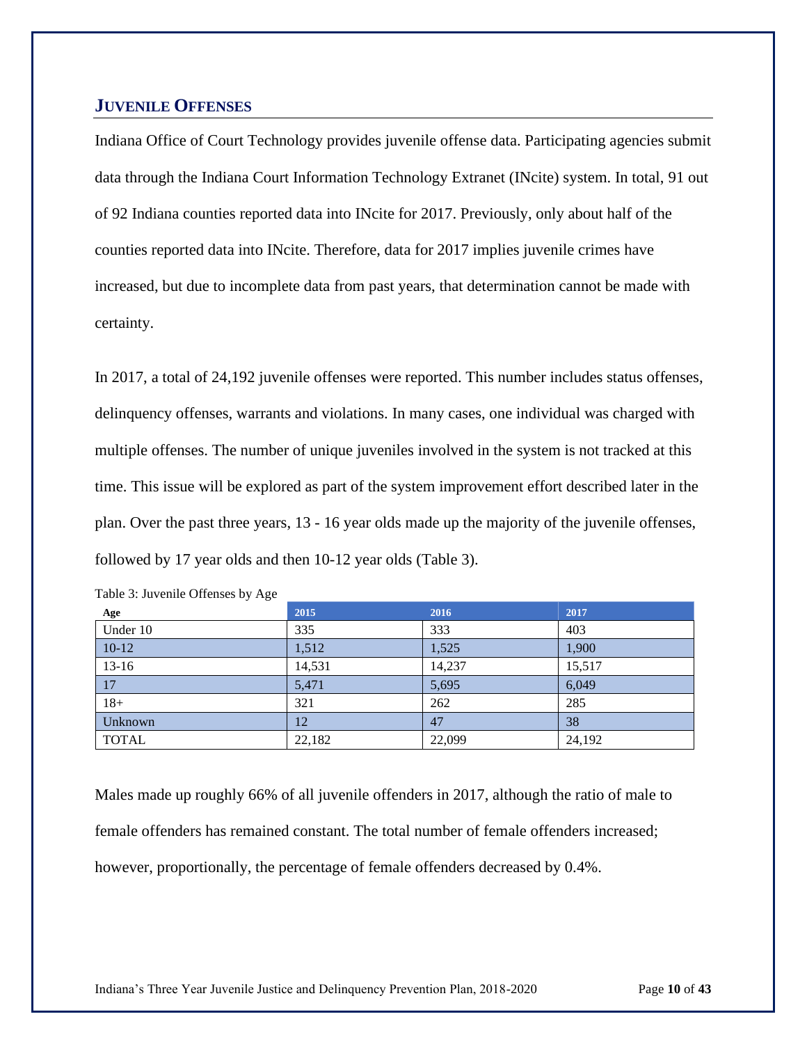## JUVENILE OFFENSES

Indiana Office of Court Technology provides juvenile offense data. Participating agencies submit data through the Indiana Court Information Technology Extranet (INcite) system. In total, 91 out of 92 Indiana counties reported data into INcite for 2017. Previously, only about half of the counties reported data into INcite. Therefore, data for 2017 implies juvenile crimes have increased, but due to incomplete data from past years, that determination cannot be made with certainty.

In 2017, a total of 24,192 juvenile offenses were reported. This number includes status offenses, delinquency offenses, warrants and violations. In many cases, one individual was charged with multiple offenses. The number of unique juveniles involved in the system is not tracked at this time. This issue will be explored as part of the system improvement effort described later in the plan. Over the past three years, 13 - 16 year olds made up the majority of the juvenile offenses, followed by 17 year olds and then 10-12 year olds (Table 3).

Table 3: Juvenile Offenses by Age

| Age | 2015 | 2016 | 2017 |
|---|---|---|---|
| Under 10 | 335 | 333 | 403 |
| 10-12 | 1,512 | 1,525 | 1,900 |
| 13-16 | 14,531 | 14,237 | 15,517 |
| 17 | 5,471 | 5,695 | 6,049 |
| 18+ | 321 | 262 | 285 |
| Unknown | 12 | 47 | 38 |
| TOTAL | 22,182 | 22,099 | 24,192 |

Males made up roughly 66% of all juvenile offenders in 2017, although the ratio of male to female offenders has remained constant. The total number of female offenders increased; however, proportionally, the percentage of female offenders decreased by 0.4%.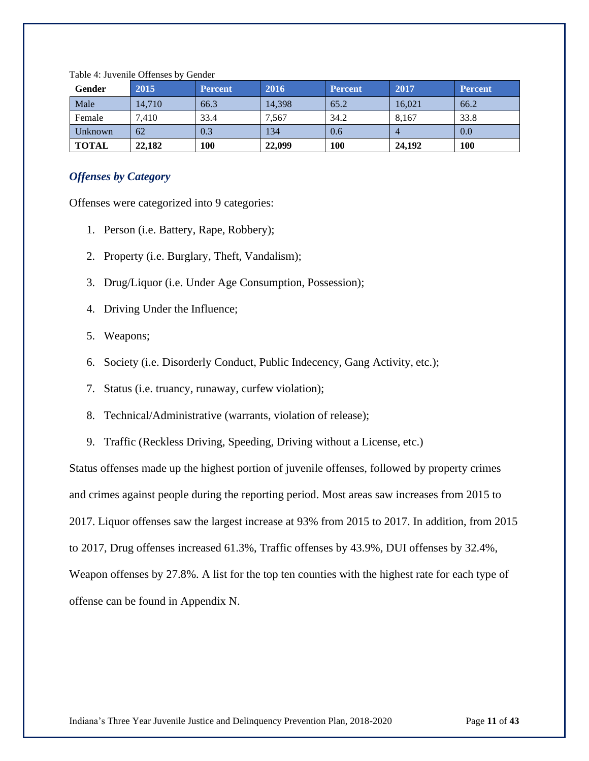Table 4: Juvenile Offenses by Gender

| Gender | 2015 | Percent | 2016 | Percent | 2017 | Percent |
|---|---|---|---|---|---|---|
| Male | 14,710 | 66.3 | 14,398 | 65.2 | 16,021 | 66.2 |
| Female | 7,410 | 33.4 | 7,567 | 34.2 | 8,167 | 33.8 |
| Unknown | 62 | 0.3 | 134 | 0.6 | 4 | 0.0 |
| **TOTAL** | **22,182** | **100** | **22,099** | **100** | **24,192** | **100** |

### *Offenses by Category*

Offenses were categorized into 9 categories:

1. Person (i.e. Battery, Rape, Robbery);
2. Property (i.e. Burglary, Theft, Vandalism);
3. Drug/Liquor (i.e. Under Age Consumption, Possession);
4. Driving Under the Influence;
5. Weapons;
6. Society (i.e. Disorderly Conduct, Public Indecency, Gang Activity, etc.);
7. Status (i.e. truancy, runaway, curfew violation);
8. Technical/Administrative (warrants, violation of release);
9. Traffic (Reckless Driving, Speeding, Driving without a License, etc.)

Status offenses made up the highest portion of juvenile offenses, followed by property crimes and crimes against people during the reporting period. Most areas saw increases from 2015 to 2017. Liquor offenses saw the largest increase at 93% from 2015 to 2017. In addition, from 2015 to 2017, Drug offenses increased 61.3%, Traffic offenses by 43.9%, DUI offenses by 32.4%, Weapon offenses by 27.8%. A list for the top ten counties with the highest rate for each type of offense can be found in Appendix N.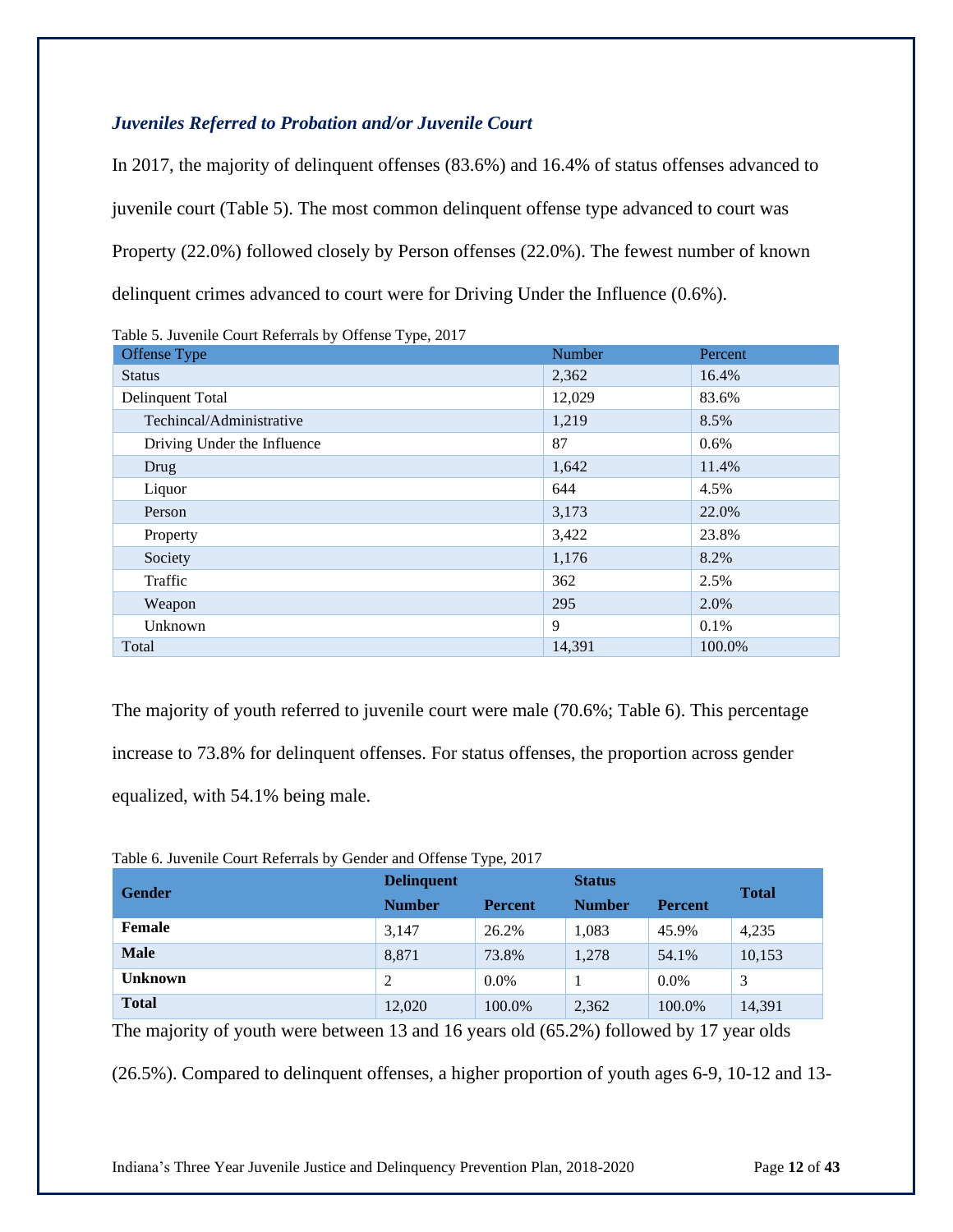### *Juveniles Referred to Probation and/or Juvenile Court*

In 2017, the majority of delinquent offenses (83.6%) and 16.4% of status offenses advanced to juvenile court (Table 5). The most common delinquent offense type advanced to court was Property (22.0%) followed closely by Person offenses (22.0%). The fewest number of known delinquent crimes advanced to court were for Driving Under the Influence (0.6%).

Table 5. Juvenile Court Referrals by Offense Type, 2017

| Offense Type | Number | Percent |
|---|---|---|
| Status | 2,362 | 16.4% |
| Delinquent Total | 12,029 | 83.6% |
| Techincal/Administrative | 1,219 | 8.5% |
| Driving Under the Influence | 87 | 0.6% |
| Drug | 1,642 | 11.4% |
| Liquor | 644 | 4.5% |
| Person | 3,173 | 22.0% |
| Property | 3,422 | 23.8% |
| Society | 1,176 | 8.2% |
| Traffic | 362 | 2.5% |
| Weapon | 295 | 2.0% |
| Unknown | 9 | 0.1% |
| Total | 14,391 | 100.0% |

The majority of youth referred to juvenile court were male (70.6%; Table 6). This percentage increase to 73.8% for delinquent offenses. For status offenses, the proportion across gender equalized, with 54.1% being male.

Table 6. Juvenile Court Referrals by Gender and Offense Type, 2017

| Gender | Delinquent | | Status | | Total |
|---|---|---|---|---|---|
| | Number | Percent | Number | Percent | |
| **Female** | 3,147 | 26.2% | 1,083 | 45.9% | 4,235 |
| **Male** | 8,871 | 73.8% | 1,278 | 54.1% | 10,153 |
| **Unknown** | 2 | 0.0% | 1 | 0.0% | 3 |
| **Total** | 12,020 | 100.0% | 2,362 | 100.0% | 14,391 |

The majority of youth were between 13 and 16 years old (65.2%) followed by 17 year olds (26.5%). Compared to delinquent offenses, a higher proportion of youth ages 6-9, 10-12 and 13-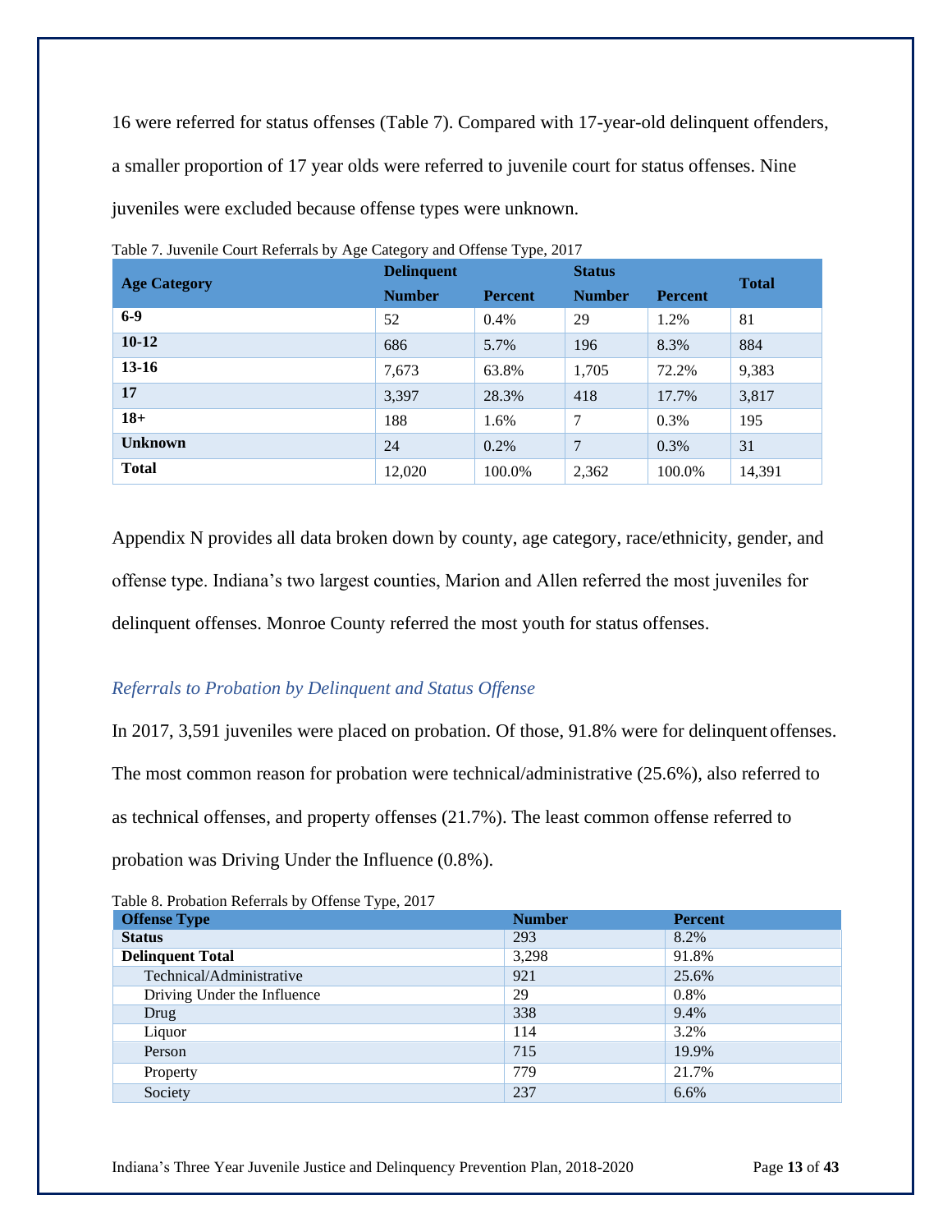16 were referred for status offenses (Table 7). Compared with 17-year-old delinquent offenders, a smaller proportion of 17 year olds were referred to juvenile court for status offenses. Nine juveniles were excluded because offense types were unknown.

Table 7. Juvenile Court Referrals by Age Category and Offense Type, 2017

| Age Category | Delinquent | | Status | | Total |
|---|---|---|---|---|---|
| | Number | Percent | Number | Percent | |
| **6-9** | 52 | 0.4% | 29 | 1.2% | 81 |
| **10-12** | 686 | 5.7% | 196 | 8.3% | 884 |
| **13-16** | 7,673 | 63.8% | 1,705 | 72.2% | 9,383 |
| **17** | 3,397 | 28.3% | 418 | 17.7% | 3,817 |
| **18+** | 188 | 1.6% | 7 | 0.3% | 195 |
| **Unknown** | 24 | 0.2% | 7 | 0.3% | 31 |
| **Total** | 12,020 | 100.0% | 2,362 | 100.0% | 14,391 |

Appendix N provides all data broken down by county, age category, race/ethnicity, gender, and offense type. Indiana's two largest counties, Marion and Allen referred the most juveniles for delinquent offenses. Monroe County referred the most youth for status offenses.

### *Referrals to Probation by Delinquent and Status Offense*

In 2017, 3,591 juveniles were placed on probation. Of those, 91.8% were for delinquent offenses. The most common reason for probation were technical/administrative (25.6%), also referred to as technical offenses, and property offenses (21.7%). The least common offense referred to probation was Driving Under the Influence (0.8%).

Table 8. Probation Referrals by Offense Type, 2017

| Offense Type | Number | Percent |
|---|---|---|
| **Status** | 293 | 8.2% |
| **Delinquent Total** | 3,298 | 91.8% |
| Technical/Administrative | 921 | 25.6% |
| Driving Under the Influence | 29 | 0.8% |
| Drug | 338 | 9.4% |
| Liquor | 114 | 3.2% |
| Person | 715 | 19.9% |
| Property | 779 | 21.7% |
| Society | 237 | 6.6% |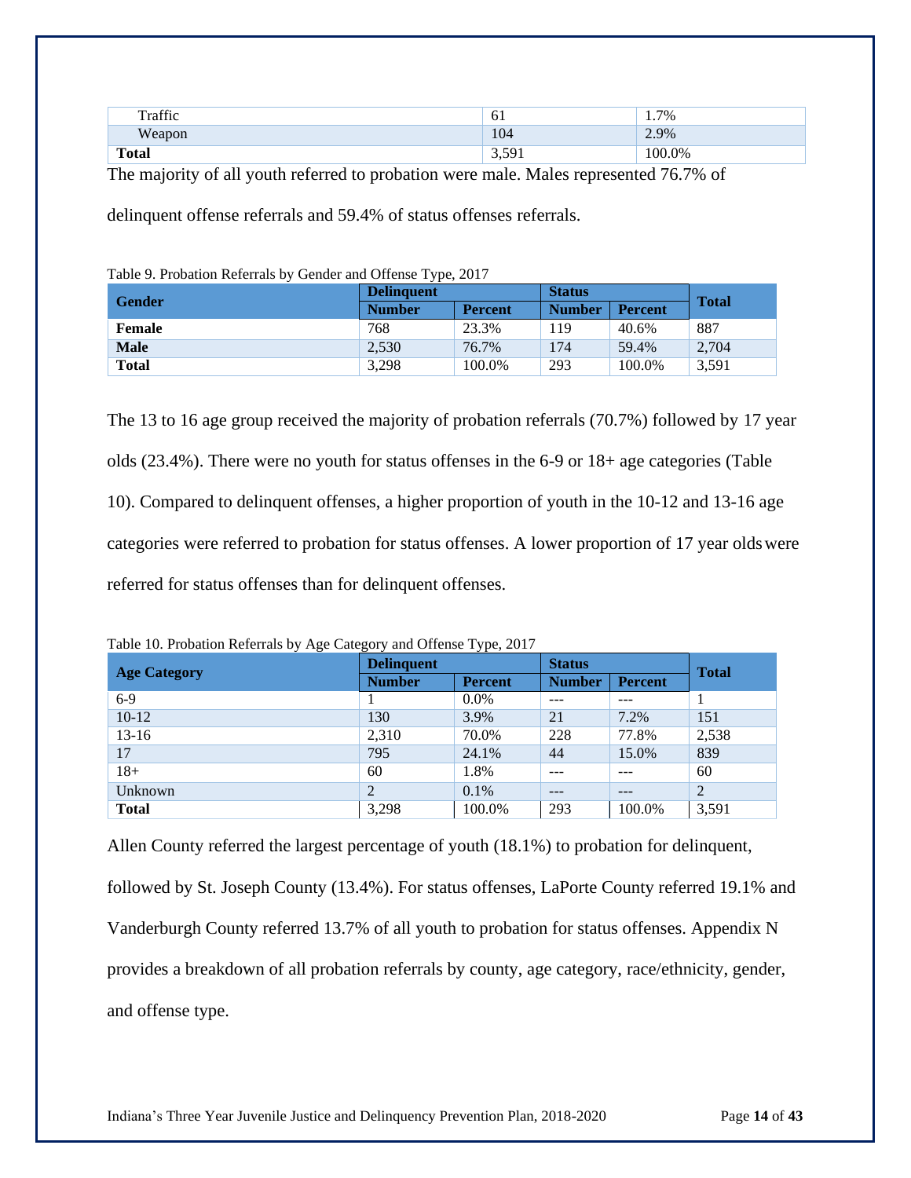| | | |
|---|---|---|
| Traffic | 61 | 1.7% |
| Weapon | 104 | 2.9% |
| **Total** | 3,591 | 100.0% |

The majority of all youth referred to probation were male. Males represented 76.7% of delinquent offense referrals and 59.4% of status offenses referrals.

Table 9. Probation Referrals by Gender and Offense Type, 2017

| Gender | Delinquent | | Status | | Total |
|---|---|---|---|---|---|
| | Number | Percent | Number | Percent | |
| **Female** | 768 | 23.3% | 119 | 40.6% | 887 |
| **Male** | 2,530 | 76.7% | 174 | 59.4% | 2,704 |
| **Total** | 3,298 | 100.0% | 293 | 100.0% | 3,591 |

The 13 to 16 age group received the majority of probation referrals (70.7%) followed by 17 year olds (23.4%). There were no youth for status offenses in the 6-9 or 18+ age categories (Table 10). Compared to delinquent offenses, a higher proportion of youth in the 10-12 and 13-16 age categories were referred to probation for status offenses. A lower proportion of 17 year olds were referred for status offenses than for delinquent offenses.

Table 10. Probation Referrals by Age Category and Offense Type, 2017

| Age Category | Delinquent | | Status | | Total |
|---|---|---|---|---|---|
| | Number | Percent | Number | Percent | |
| 6-9 | 1 | 0.0% | --- | --- | 1 |
| 10-12 | 130 | 3.9% | 21 | 7.2% | 151 |
| 13-16 | 2,310 | 70.0% | 228 | 77.8% | 2,538 |
| 17 | 795 | 24.1% | 44 | 15.0% | 839 |
| 18+ | 60 | 1.8% | --- | --- | 60 |
| Unknown | 2 | 0.1% | --- | --- | 2 |
| **Total** | 3,298 | 100.0% | 293 | 100.0% | 3,591 |

Allen County referred the largest percentage of youth (18.1%) to probation for delinquent, followed by St. Joseph County (13.4%). For status offenses, LaPorte County referred 19.1% and Vanderburgh County referred 13.7% of all youth to probation for status offenses. Appendix N provides a breakdown of all probation referrals by county, age category, race/ethnicity, gender, and offense type.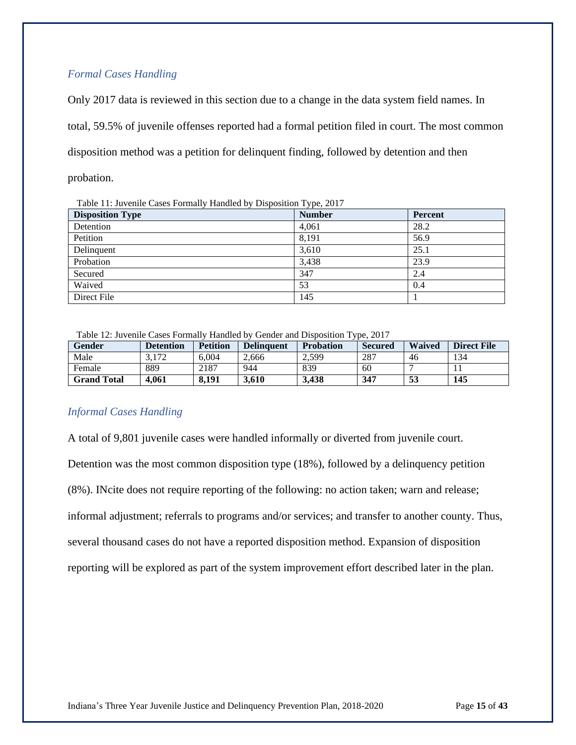### *Formal Cases Handling*

Only 2017 data is reviewed in this section due to a change in the data system field names. In total, 59.5% of juvenile offenses reported had a formal petition filed in court. The most common disposition method was a petition for delinquent finding, followed by detention and then probation.

Table 11: Juvenile Cases Formally Handled by Disposition Type, 2017

| Disposition Type | Number | Percent |
|---|---|---|
| Detention | 4,061 | 28.2 |
| Petition | 8,191 | 56.9 |
| Delinquent | 3,610 | 25.1 |
| Probation | 3,438 | 23.9 |
| Secured | 347 | 2.4 |
| Waived | 53 | 0.4 |
| Direct File | 145 | 1 |

Table 12: Juvenile Cases Formally Handled by Gender and Disposition Type, 2017

| Gender | Detention | Petition | Delinquent | Probation | Secured | Waived | Direct File |
|---|---|---|---|---|---|---|---|
| Male | 3,172 | 6,004 | 2,666 | 2,599 | 287 | 46 | 134 |
| Female | 889 | 2187 | 944 | 839 | 60 | 7 | 11 |
| **Grand Total** | **4,061** | **8,191** | **3,610** | **3,438** | **347** | **53** | **145** |

### *Informal Cases Handling*

A total of 9,801 juvenile cases were handled informally or diverted from juvenile court. Detention was the most common disposition type (18%), followed by a delinquency petition (8%). INcite does not require reporting of the following: no action taken; warn and release; informal adjustment; referrals to programs and/or services; and transfer to another county. Thus, several thousand cases do not have a reported disposition method. Expansion of disposition reporting will be explored as part of the system improvement effort described later in the plan.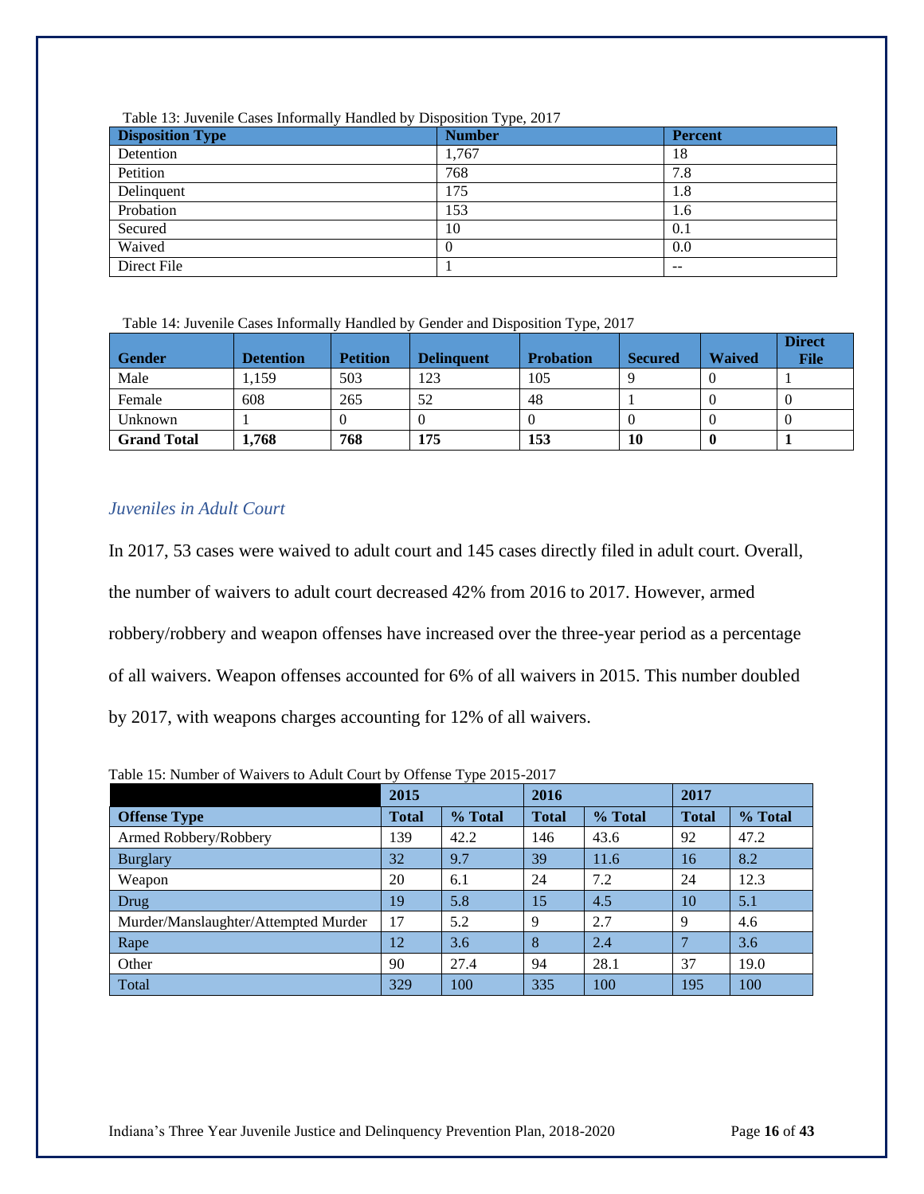Table 13: Juvenile Cases Informally Handled by Disposition Type, 2017

| Disposition Type | Number | Percent |
|---|---|---|
| Detention | 1,767 | 18 |
| Petition | 768 | 7.8 |
| Delinquent | 175 | 1.8 |
| Probation | 153 | 1.6 |
| Secured | 10 | 0.1 |
| Waived | 0 | 0.0 |
| Direct File | 1 | -- |

Table 14: Juvenile Cases Informally Handled by Gender and Disposition Type, 2017

| Gender | Detention | Petition | Delinquent | Probation | Secured | Waived | Direct File |
|---|---|---|---|---|---|---|---|
| Male | 1,159 | 503 | 123 | 105 | 9 | 0 | 1 |
| Female | 608 | 265 | 52 | 48 | 1 | 0 | 0 |
| Unknown | 1 | 0 | 0 | 0 | 0 | 0 | 0 |
| **Grand Total** | **1,768** | **768** | **175** | **153** | **10** | **0** | **1** |

### *Juveniles in Adult Court*

In 2017, 53 cases were waived to adult court and 145 cases directly filed in adult court. Overall, the number of waivers to adult court decreased 42% from 2016 to 2017. However, armed robbery/robbery and weapon offenses have increased over the three-year period as a percentage of all waivers. Weapon offenses accounted for 6% of all waivers in 2015. This number doubled by 2017, with weapons charges accounting for 12% of all waivers.

Table 15: Number of Waivers to Adult Court by Offense Type 2015-2017

| | 2015 | | 2016 | | 2017 | |
|---|---|---|---|---|---|---|
| **Offense Type** | **Total** | **% Total** | **Total** | **% Total** | **Total** | **% Total** |
| Armed Robbery/Robbery | 139 | 42.2 | 146 | 43.6 | 92 | 47.2 |
| Burglary | 32 | 9.7 | 39 | 11.6 | 16 | 8.2 |
| Weapon | 20 | 6.1 | 24 | 7.2 | 24 | 12.3 |
| Drug | 19 | 5.8 | 15 | 4.5 | 10 | 5.1 |
| Murder/Manslaughter/Attempted Murder | 17 | 5.2 | 9 | 2.7 | 9 | 4.6 |
| Rape | 12 | 3.6 | 8 | 2.4 | 7 | 3.6 |
| Other | 90 | 27.4 | 94 | 28.1 | 37 | 19.0 |
| Total | 329 | 100 | 335 | 100 | 195 | 100 |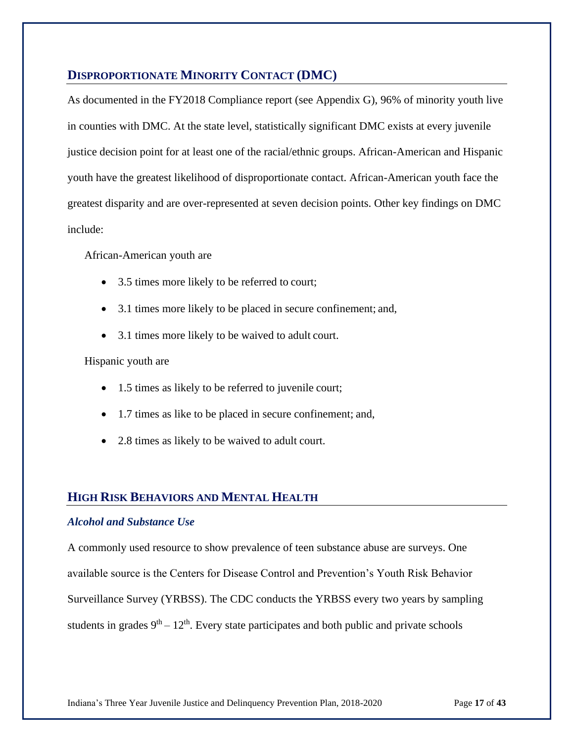## Disproportionate Minority Contact (DMC)

As documented in the FY2018 Compliance report (see Appendix G), 96% of minority youth live in counties with DMC. At the state level, statistically significant DMC exists at every juvenile justice decision point for at least one of the racial/ethnic groups. African-American and Hispanic youth have the greatest likelihood of disproportionate contact. African-American youth face the greatest disparity and are over-represented at seven decision points. Other key findings on DMC include:

African-American youth are

- 3.5 times more likely to be referred to court;
- 3.1 times more likely to be placed in secure confinement; and,
- 3.1 times more likely to be waived to adult court.

Hispanic youth are

- 1.5 times as likely to be referred to juvenile court;
- 1.7 times as like to be placed in secure confinement; and,
- 2.8 times as likely to be waived to adult court.

## High Risk Behaviors and Mental Health

### *Alcohol and Substance Use*

A commonly used resource to show prevalence of teen substance abuse are surveys. One available source is the Centers for Disease Control and Prevention's Youth Risk Behavior Surveillance Survey (YRBSS). The CDC conducts the YRBSS every two years by sampling students in grades 9th – 12th. Every state participates and both public and private schools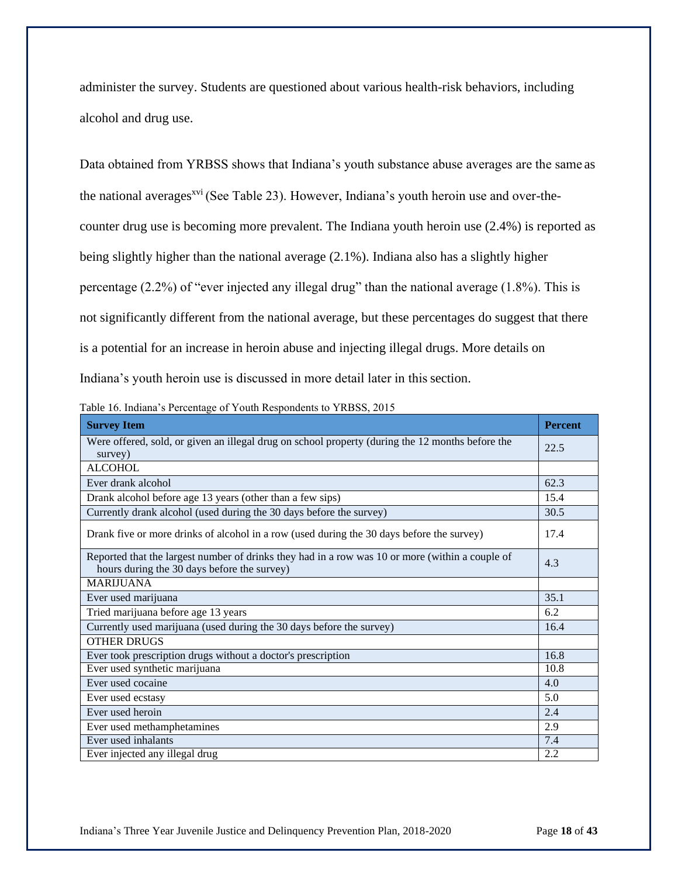administer the survey. Students are questioned about various health-risk behaviors, including alcohol and drug use.

Data obtained from YRBSS shows that Indiana's youth substance abuse averages are the same as the national averages[xvi] (See Table 23). However, Indiana's youth heroin use and over-the-counter drug use is becoming more prevalent. The Indiana youth heroin use (2.4%) is reported as being slightly higher than the national average (2.1%). Indiana also has a slightly higher percentage (2.2%) of "ever injected any illegal drug" than the national average (1.8%). This is not significantly different from the national average, but these percentages do suggest that there is a potential for an increase in heroin abuse and injecting illegal drugs. More details on Indiana's youth heroin use is discussed in more detail later in this section.

Table 16. Indiana's Percentage of Youth Respondents to YRBSS, 2015

| Survey Item | Percent |
|---|---|
| Were offered, sold, or given an illegal drug on school property (during the 12 months before the survey) | 22.5 |
| ALCOHOL | |
| Ever drank alcohol | 62.3 |
| Drank alcohol before age 13 years (other than a few sips) | 15.4 |
| Currently drank alcohol (used during the 30 days before the survey) | 30.5 |
| Drank five or more drinks of alcohol in a row (used during the 30 days before the survey) | 17.4 |
| Reported that the largest number of drinks they had in a row was 10 or more (within a couple of hours during the 30 days before the survey) | 4.3 |
| MARIJUANA | |
| Ever used marijuana | 35.1 |
| Tried marijuana before age 13 years | 6.2 |
| Currently used marijuana (used during the 30 days before the survey) | 16.4 |
| OTHER DRUGS | |
| Ever took prescription drugs without a doctor's prescription | 16.8 |
| Ever used synthetic marijuana | 10.8 |
| Ever used cocaine | 4.0 |
| Ever used ecstasy | 5.0 |
| Ever used heroin | 2.4 |
| Ever used methamphetamines | 2.9 |
| Ever used inhalants | 7.4 |
| Ever injected any illegal drug | 2.2 |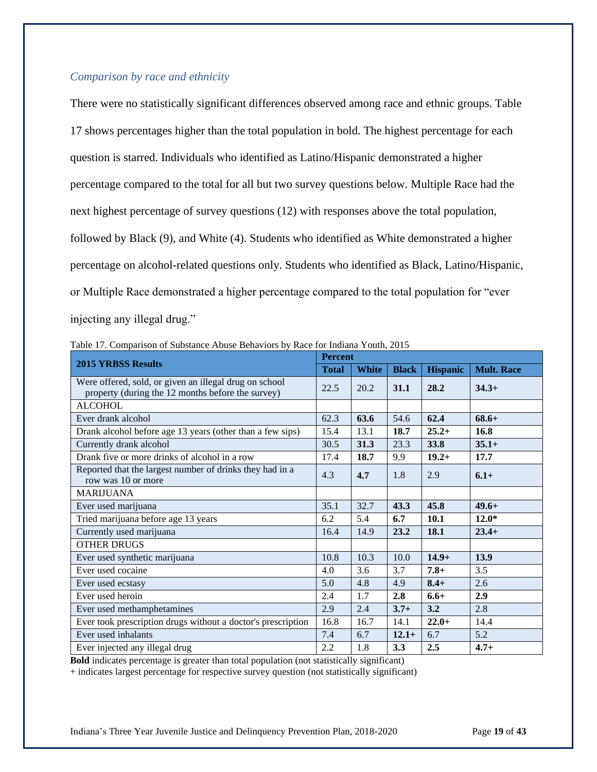*Comparison by race and ethnicity*

There were no statistically significant differences observed among race and ethnic groups. Table 17 shows percentages higher than the total population in bold. The highest percentage for each question is starred. Individuals who identified as Latino/Hispanic demonstrated a higher percentage compared to the total for all but two survey questions below. Multiple Race had the next highest percentage of survey questions (12) with responses above the total population, followed by Black (9), and White (4). Students who identified as White demonstrated a higher percentage on alcohol-related questions only. Students who identified as Black, Latino/Hispanic, or Multiple Race demonstrated a higher percentage compared to the total population for "ever injecting any illegal drug."

Table 17. Comparison of Substance Abuse Behaviors by Race for Indiana Youth, 2015

| 2015 YRBSS Results | Percent | | | | |
|---|---|---|---|---|---|
| | Total | White | Black | Hispanic | Mult. Race |
| Were offered, sold, or given an illegal drug on school property (during the 12 months before the survey) | 22.5 | 20.2 | **31.1** | **28.2** | **34.3+** |
| ALCOHOL | | | | | |
| Ever drank alcohol | 62.3 | **63.6** | 54.6 | **62.4** | **68.6+** |
| Drank alcohol before age 13 years (other than a few sips) | 15.4 | 13.1 | **18.7** | **25.2+** | **16.8** |
| Currently drank alcohol | 30.5 | **31.3** | 23.3 | **33.8** | **35.1+** |
| Drank five or more drinks of alcohol in a row | 17.4 | **18.7** | 9.9 | **19.2+** | **17.7** |
| Reported that the largest number of drinks they had in a row was 10 or more | 4.3 | **4.7** | 1.8 | 2.9 | **6.1+** |
| MARIJUANA | | | | | |
| Ever used marijuana | 35.1 | 32.7 | **43.3** | **45.8** | **49.6+** |
| Tried marijuana before age 13 years | 6.2 | 5.4 | **6.7** | **10.1** | **12.0*** |
| Currently used marijuana | 16.4 | 14.9 | **23.2** | **18.1** | **23.4+** |
| OTHER DRUGS | | | | | |
| Ever used synthetic marijuana | 10.8 | 10.3 | 10.0 | **14.9+** | **13.9** |
| Ever used cocaine | 4.0 | 3.6 | 3.7 | **7.8+** | 3.5 |
| Ever used ecstasy | 5.0 | 4.8 | 4.9 | **8.4+** | 2.6 |
| Ever used heroin | 2.4 | 1.7 | **2.8** | **6.6+** | **2.9** |
| Ever used methamphetamines | 2.9 | 2.4 | **3.7+** | **3.2** | 2.8 |
| Ever took prescription drugs without a doctor's prescription | 16.8 | 16.7 | 14.1 | **22.0+** | 14.4 |
| Ever used inhalants | 7.4 | 6.7 | **12.1+** | 6.7 | 5.2 |
| Ever injected any illegal drug | 2.2 | 1.8 | **3.3** | **2.5** | **4.7+** |

**Bold** indicates percentage is greater than total population (not statistically significant)
+ indicates largest percentage for respective survey question (not statistically significant)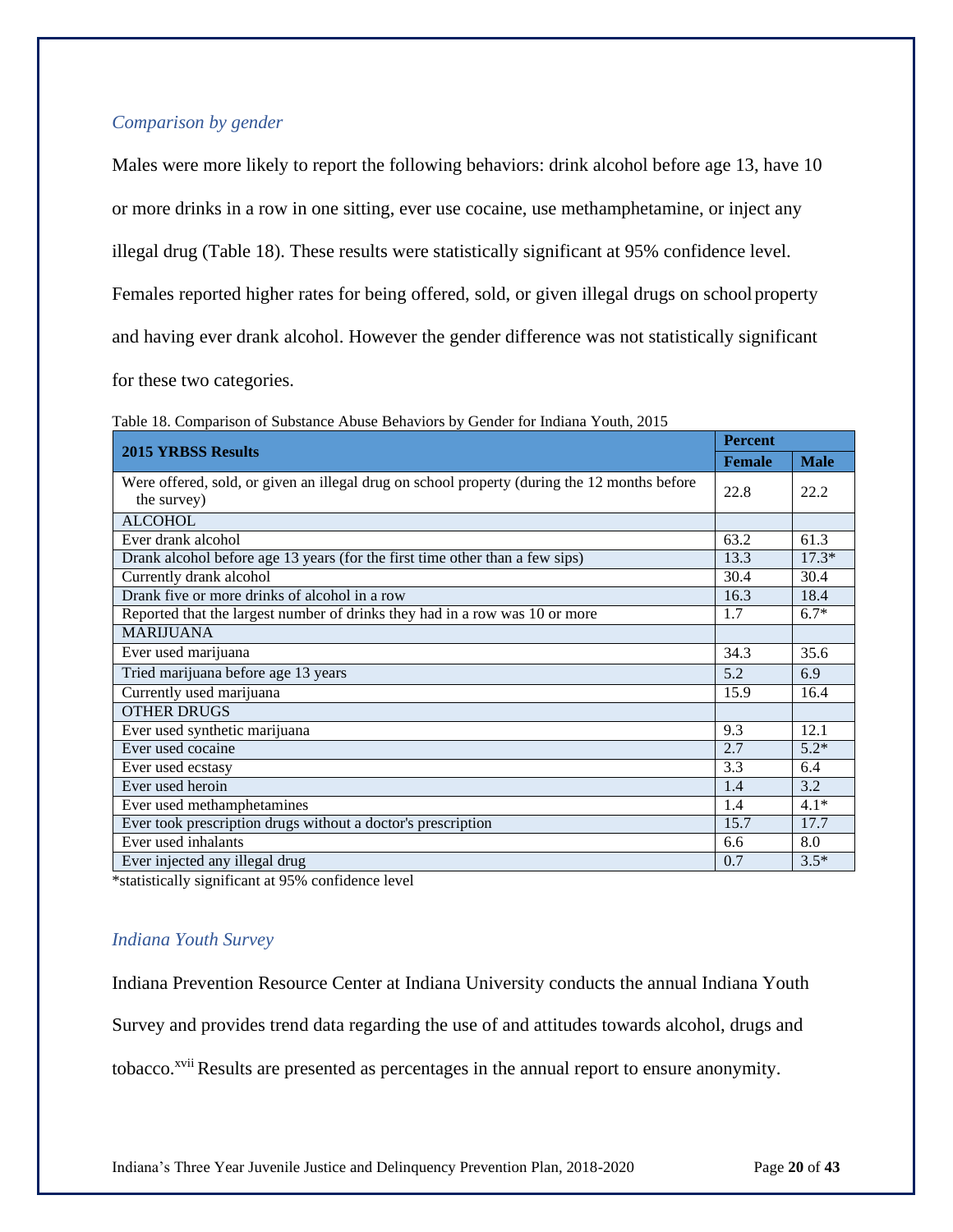### *Comparison by gender*

Males were more likely to report the following behaviors: drink alcohol before age 13, have 10 or more drinks in a row in one sitting, ever use cocaine, use methamphetamine, or inject any illegal drug (Table 18). These results were statistically significant at 95% confidence level. Females reported higher rates for being offered, sold, or given illegal drugs on school property and having ever drank alcohol. However the gender difference was not statistically significant for these two categories.

Table 18. Comparison of Substance Abuse Behaviors by Gender for Indiana Youth, 2015

| 2015 YRBSS Results | Percent | |
|---|---|---|
| | Female | Male |
| Were offered, sold, or given an illegal drug on school property (during the 12 months before the survey) | 22.8 | 22.2 |
| ALCOHOL | | |
| Ever drank alcohol | 63.2 | 61.3 |
| Drank alcohol before age 13 years (for the first time other than a few sips) | 13.3 | 17.3* |
| Currently drank alcohol | 30.4 | 30.4 |
| Drank five or more drinks of alcohol in a row | 16.3 | 18.4 |
| Reported that the largest number of drinks they had in a row was 10 or more | 1.7 | 6.7* |
| MARIJUANA | | |
| Ever used marijuana | 34.3 | 35.6 |
| Tried marijuana before age 13 years | 5.2 | 6.9 |
| Currently used marijuana | 15.9 | 16.4 |
| OTHER DRUGS | | |
| Ever used synthetic marijuana | 9.3 | 12.1 |
| Ever used cocaine | 2.7 | 5.2* |
| Ever used ecstasy | 3.3 | 6.4 |
| Ever used heroin | 1.4 | 3.2 |
| Ever used methamphetamines | 1.4 | 4.1* |
| Ever took prescription drugs without a doctor's prescription | 15.7 | 17.7 |
| Ever used inhalants | 6.6 | 8.0 |
| Ever injected any illegal drug | 0.7 | 3.5* |

*statistically significant at 95% confidence level

### *Indiana Youth Survey*

Indiana Prevention Resource Center at Indiana University conducts the annual Indiana Youth Survey and provides trend data regarding the use of and attitudes towards alcohol, drugs and tobacco.[xvii] Results are presented as percentages in the annual report to ensure anonymity.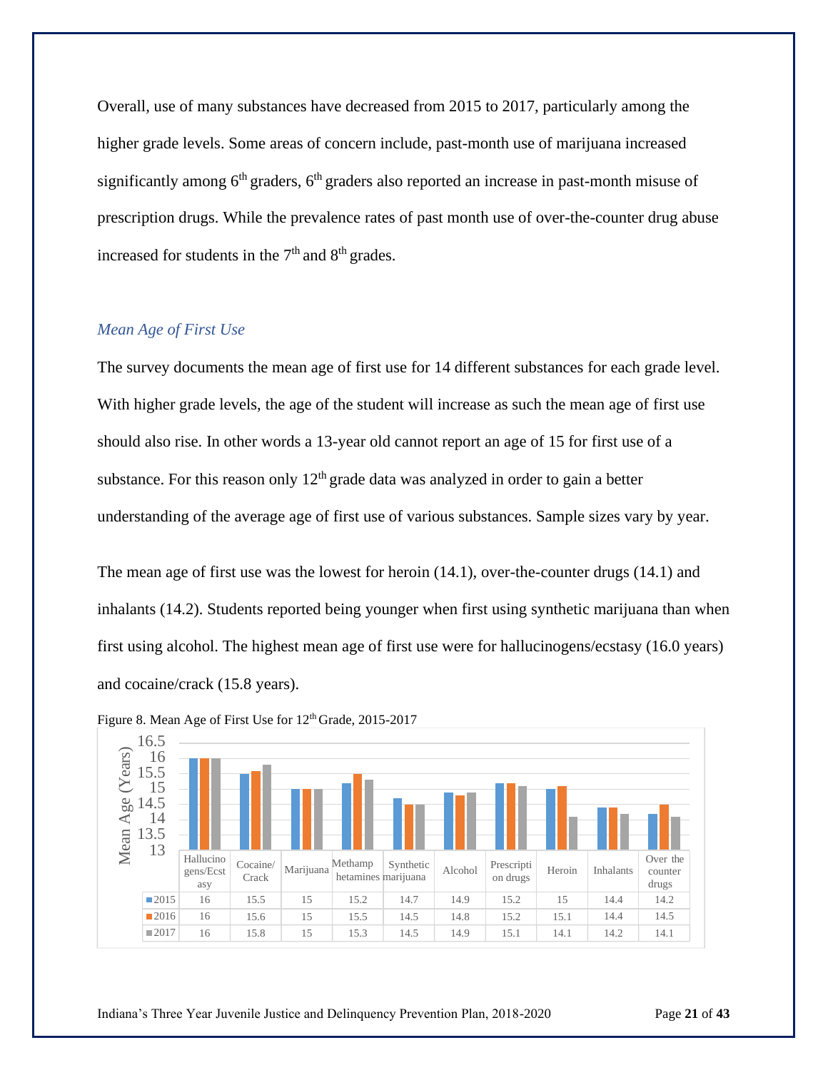Overall, use of many substances have decreased from 2015 to 2017, particularly among the higher grade levels. Some areas of concern include, past-month use of marijuana increased significantly among 6th graders, 6th graders also reported an increase in past-month misuse of prescription drugs. While the prevalence rates of past month use of over-the-counter drug abuse increased for students in the 7th and 8th grades.

### *Mean Age of First Use*

The survey documents the mean age of first use for 14 different substances for each grade level. With higher grade levels, the age of the student will increase as such the mean age of first use should also rise. In other words a 13-year old cannot report an age of 15 for first use of a substance. For this reason only 12th grade data was analyzed in order to gain a better understanding of the average age of first use of various substances. Sample sizes vary by year.

The mean age of first use was the lowest for heroin (14.1), over-the-counter drugs (14.1) and inhalants (14.2). Students reported being younger when first using synthetic marijuana than when first using alcohol. The highest mean age of first use were for hallucinogens/ecstasy (16.0 years) and cocaine/crack (15.8 years).

Figure 8. Mean Age of First Use for 12th Grade, 2015-2017

| | Hallucinogens/Ecstasy | Cocaine/Crack | Marijuana | Methamphetamines | Synthetic marijuana | Alcohol | Prescription drugs | Heroin | Inhalants | Over the counter drugs |
|---|---|---|---|---|---|---|---|---|---|---|
| 2015 | 16 | 15.5 | 15 | 15.2 | 14.7 | 14.9 | 15.2 | 15 | 14.4 | 14.2 |
| 2016 | 16 | 15.6 | 15 | 15.5 | 14.5 | 14.8 | 15.2 | 15.1 | 14.4 | 14.5 |
| 2017 | 16 | 15.8 | 15 | 15.3 | 14.5 | 14.9 | 15.1 | 14.1 | 14.2 | 14.1 |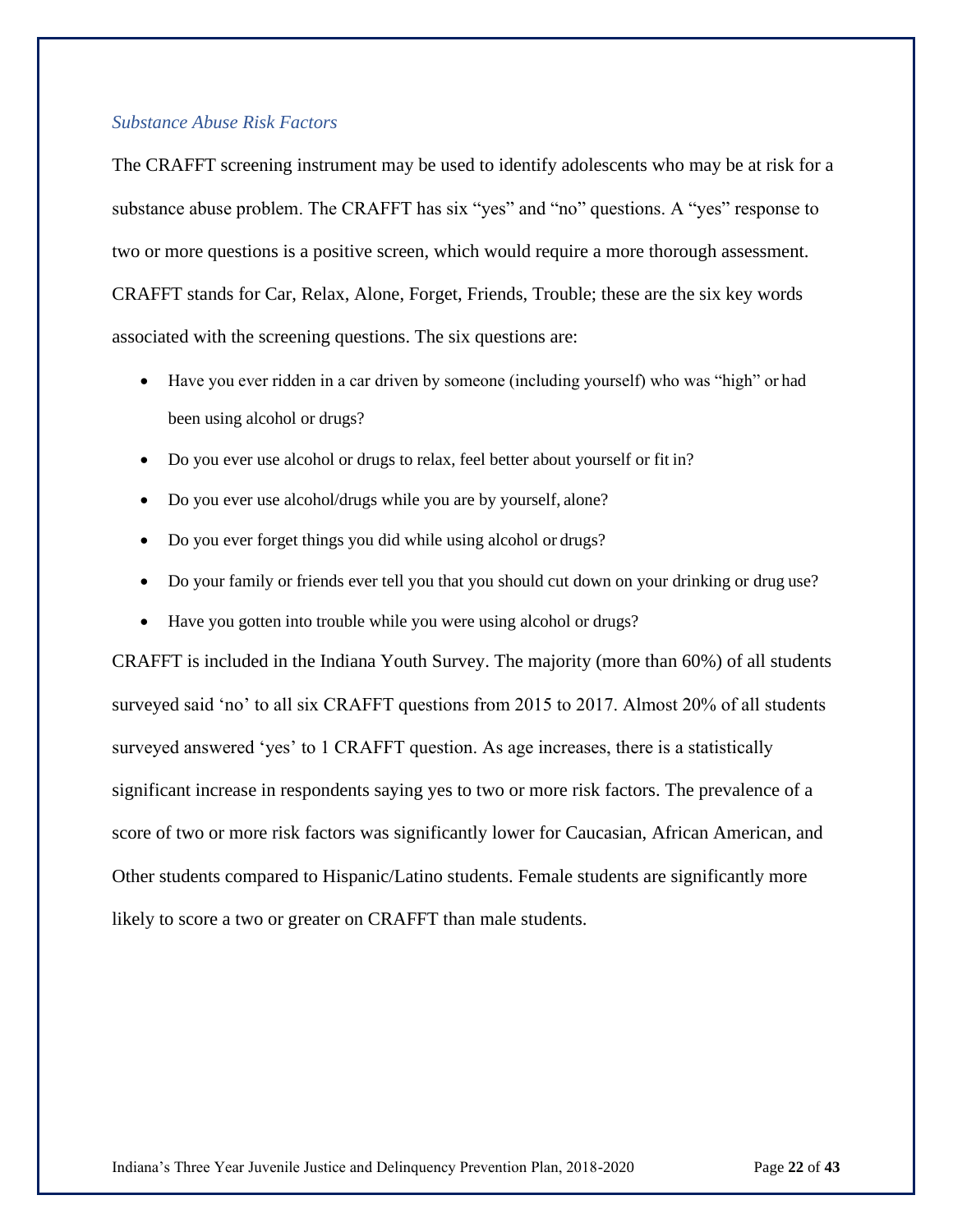### *Substance Abuse Risk Factors*

The CRAFFT screening instrument may be used to identify adolescents who may be at risk for a substance abuse problem. The CRAFFT has six "yes" and "no" questions. A "yes" response to two or more questions is a positive screen, which would require a more thorough assessment. CRAFFT stands for Car, Relax, Alone, Forget, Friends, Trouble; these are the six key words associated with the screening questions. The six questions are:

- Have you ever ridden in a car driven by someone (including yourself) who was "high" or had been using alcohol or drugs?
- Do you ever use alcohol or drugs to relax, feel better about yourself or fit in?
- Do you ever use alcohol/drugs while you are by yourself, alone?
- Do you ever forget things you did while using alcohol or drugs?
- Do your family or friends ever tell you that you should cut down on your drinking or drug use?
- Have you gotten into trouble while you were using alcohol or drugs?

CRAFFT is included in the Indiana Youth Survey. The majority (more than 60%) of all students surveyed said 'no' to all six CRAFFT questions from 2015 to 2017. Almost 20% of all students surveyed answered 'yes' to 1 CRAFFT question. As age increases, there is a statistically significant increase in respondents saying yes to two or more risk factors. The prevalence of a score of two or more risk factors was significantly lower for Caucasian, African American, and Other students compared to Hispanic/Latino students. Female students are significantly more likely to score a two or greater on CRAFFT than male students.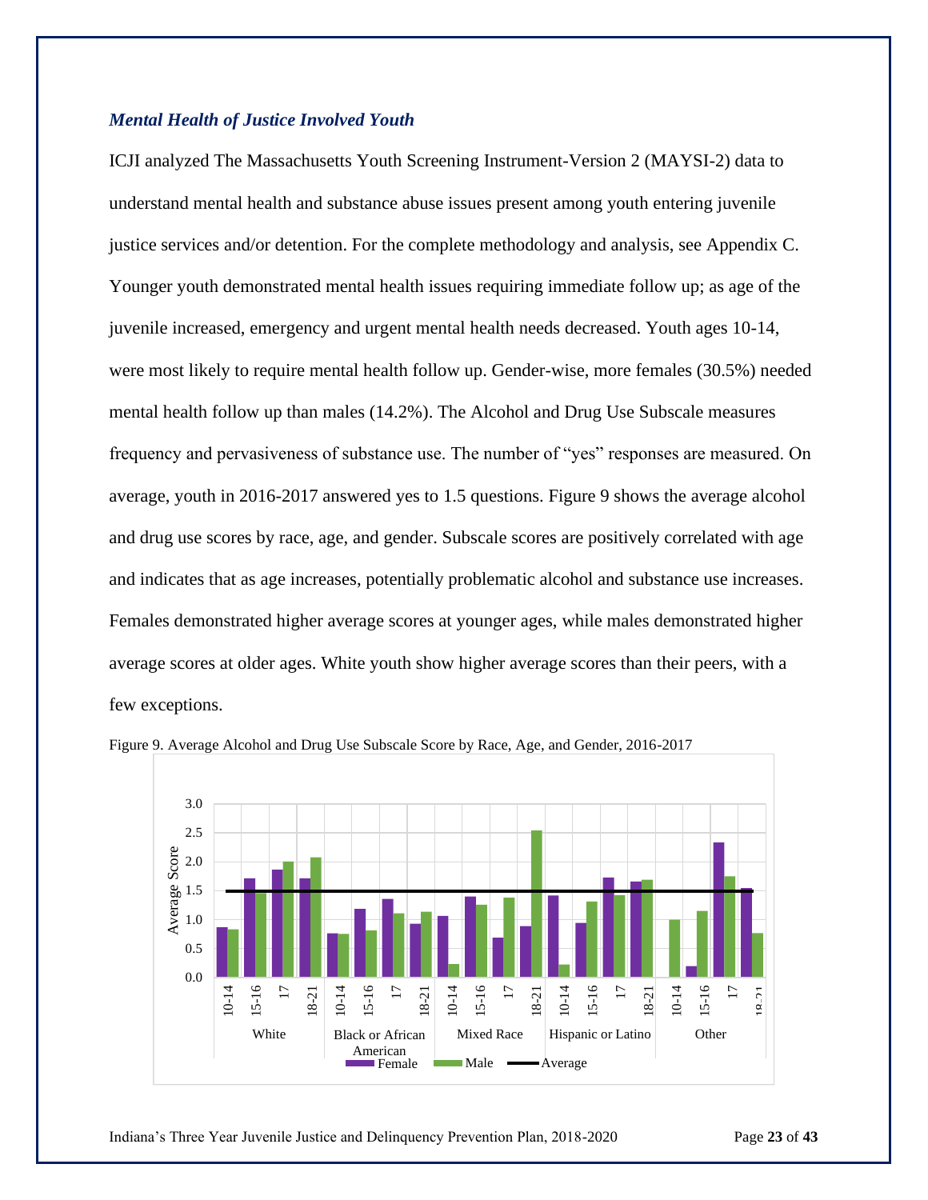### *Mental Health of Justice Involved Youth*

ICJI analyzed The Massachusetts Youth Screening Instrument-Version 2 (MAYSI-2) data to understand mental health and substance abuse issues present among youth entering juvenile justice services and/or detention. For the complete methodology and analysis, see Appendix C. Younger youth demonstrated mental health issues requiring immediate follow up; as age of the juvenile increased, emergency and urgent mental health needs decreased. Youth ages 10-14, were most likely to require mental health follow up. Gender-wise, more females (30.5%) needed mental health follow up than males (14.2%). The Alcohol and Drug Use Subscale measures frequency and pervasiveness of substance use. The number of "yes" responses are measured. On average, youth in 2016-2017 answered yes to 1.5 questions. Figure 9 shows the average alcohol and drug use scores by race, age, and gender. Subscale scores are positively correlated with age and indicates that as age increases, potentially problematic alcohol and substance use increases. Females demonstrated higher average scores at younger ages, while males demonstrated higher average scores at older ages. White youth show higher average scores than their peers, with a few exceptions.

Figure 9. Average Alcohol and Drug Use Subscale Score by Race, Age, and Gender, 2016-2017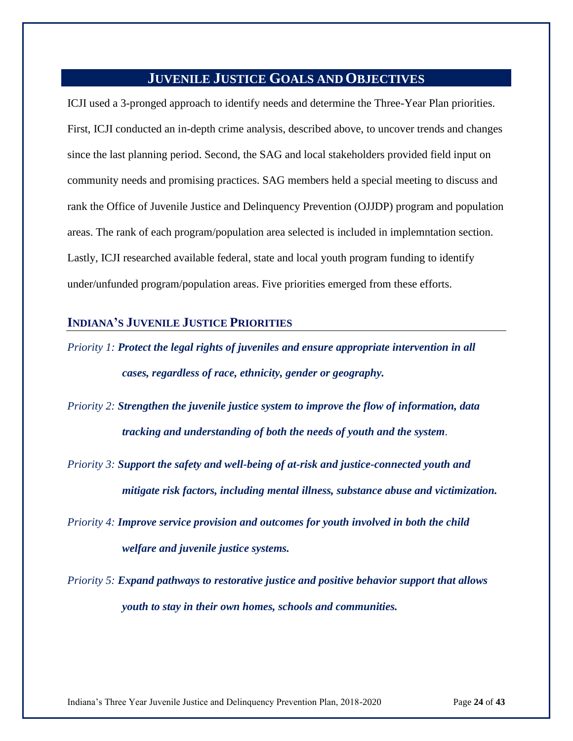## JUVENILE JUSTICE GOALS AND OBJECTIVES

ICJI used a 3-pronged approach to identify needs and determine the Three-Year Plan priorities. First, ICJI conducted an in-depth crime analysis, described above, to uncover trends and changes since the last planning period. Second, the SAG and local stakeholders provided field input on community needs and promising practices. SAG members held a special meeting to discuss and rank the Office of Juvenile Justice and Delinquency Prevention (OJJDP) program and population areas. The rank of each program/population area selected is included in implemntation section. Lastly, ICJI researched available federal, state and local youth program funding to identify under/unfunded program/population areas. Five priorities emerged from these efforts.

### INDIANA'S JUVENILE JUSTICE PRIORITIES

*Priority 1:* ***Protect the legal rights of juveniles and ensure appropriate intervention in all cases, regardless of race, ethnicity, gender or geography.***

*Priority 2:* ***Strengthen the juvenile justice system to improve the flow of information, data tracking and understanding of both the needs of youth and the system***.

*Priority 3:* ***Support the safety and well-being of at-risk and justice-connected youth and mitigate risk factors, including mental illness, substance abuse and victimization.***

*Priority 4:* ***Improve service provision and outcomes for youth involved in both the child welfare and juvenile justice systems.***

*Priority 5:* ***Expand pathways to restorative justice and positive behavior support that allows youth to stay in their own homes, schools and communities.***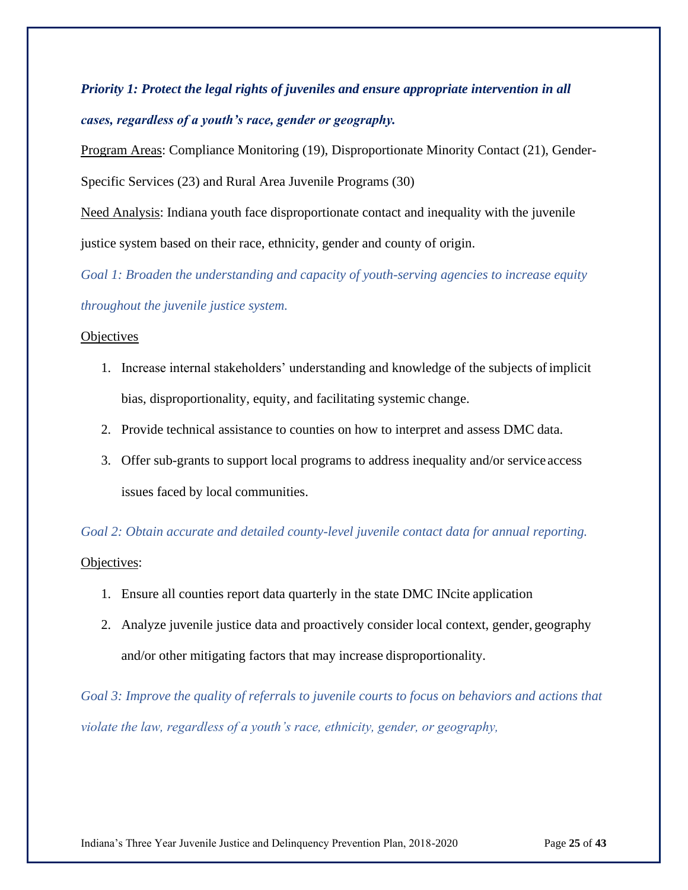***Priority 1: Protect the legal rights of juveniles and ensure appropriate intervention in all cases, regardless of a youth's race, gender or geography.***

Program Areas: Compliance Monitoring (19), Disproportionate Minority Contact (21), Gender-Specific Services (23) and Rural Area Juvenile Programs (30)

Need Analysis: Indiana youth face disproportionate contact and inequality with the juvenile justice system based on their race, ethnicity, gender and county of origin.

*Goal 1: Broaden the understanding and capacity of youth-serving agencies to increase equity throughout the juvenile justice system.*

Objectives

1. Increase internal stakeholders' understanding and knowledge of the subjects of implicit bias, disproportionality, equity, and facilitating systemic change.
2. Provide technical assistance to counties on how to interpret and assess DMC data.
3. Offer sub-grants to support local programs to address inequality and/or service access issues faced by local communities.

*Goal 2: Obtain accurate and detailed county-level juvenile contact data for annual reporting.*

Objectives:

1. Ensure all counties report data quarterly in the state DMC INcite application
2. Analyze juvenile justice data and proactively consider local context, gender, geography and/or other mitigating factors that may increase disproportionality.

*Goal 3: Improve the quality of referrals to juvenile courts to focus on behaviors and actions that violate the law, regardless of a youth's race, ethnicity, gender, or geography,*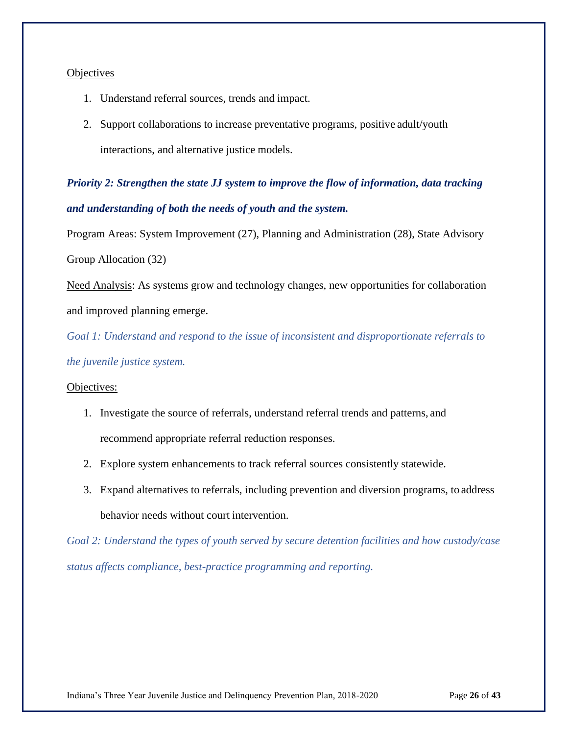Objectives

1. Understand referral sources, trends and impact.
2. Support collaborations to increase preventative programs, positive adult/youth interactions, and alternative justice models.

***Priority 2: Strengthen the state JJ system to improve the flow of information, data tracking and understanding of both the needs of youth and the system.***

Program Areas: System Improvement (27), Planning and Administration (28), State Advisory Group Allocation (32)

Need Analysis: As systems grow and technology changes, new opportunities for collaboration and improved planning emerge.

*Goal 1: Understand and respond to the issue of inconsistent and disproportionate referrals to the juvenile justice system.*

Objectives:

1. Investigate the source of referrals, understand referral trends and patterns, and recommend appropriate referral reduction responses.
2. Explore system enhancements to track referral sources consistently statewide.
3. Expand alternatives to referrals, including prevention and diversion programs, to address behavior needs without court intervention.

*Goal 2: Understand the types of youth served by secure detention facilities and how custody/case status affects compliance, best-practice programming and reporting.*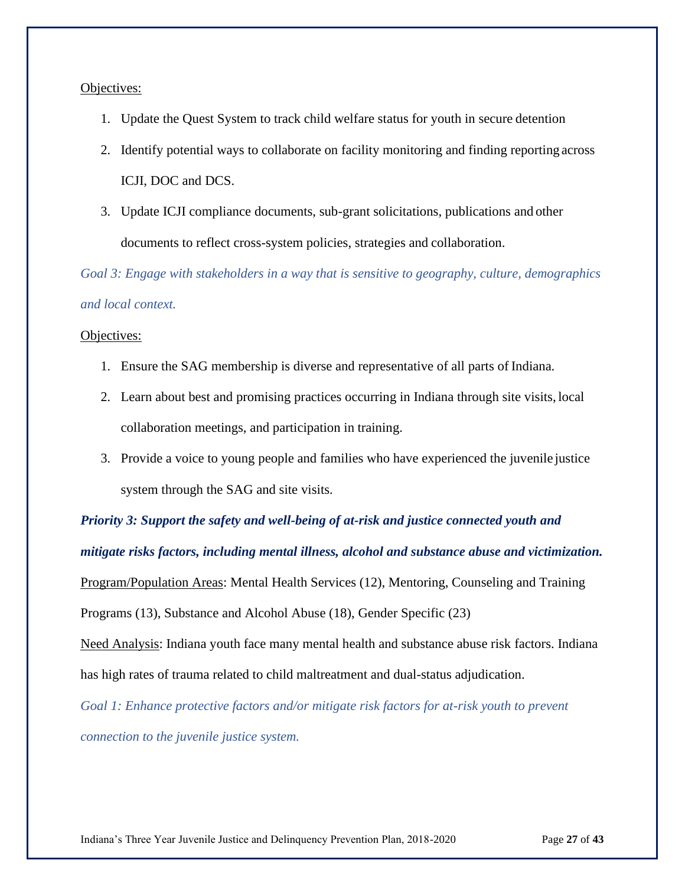Objectives:

1. Update the Quest System to track child welfare status for youth in secure detention
2. Identify potential ways to collaborate on facility monitoring and finding reporting across ICJI, DOC and DCS.
3. Update ICJI compliance documents, sub-grant solicitations, publications and other documents to reflect cross-system policies, strategies and collaboration.

*Goal 3: Engage with stakeholders in a way that is sensitive to geography, culture, demographics and local context.*

Objectives:

1. Ensure the SAG membership is diverse and representative of all parts of Indiana.
2. Learn about best and promising practices occurring in Indiana through site visits, local collaboration meetings, and participation in training.
3. Provide a voice to young people and families who have experienced the juvenile justice system through the SAG and site visits.

***Priority 3: Support the safety and well-being of at-risk and justice connected youth and mitigate risks factors, including mental illness, alcohol and substance abuse and victimization.***

Program/Population Areas: Mental Health Services (12), Mentoring, Counseling and Training Programs (13), Substance and Alcohol Abuse (18), Gender Specific (23)

Need Analysis: Indiana youth face many mental health and substance abuse risk factors. Indiana has high rates of trauma related to child maltreatment and dual-status adjudication.

*Goal 1: Enhance protective factors and/or mitigate risk factors for at-risk youth to prevent connection to the juvenile justice system.*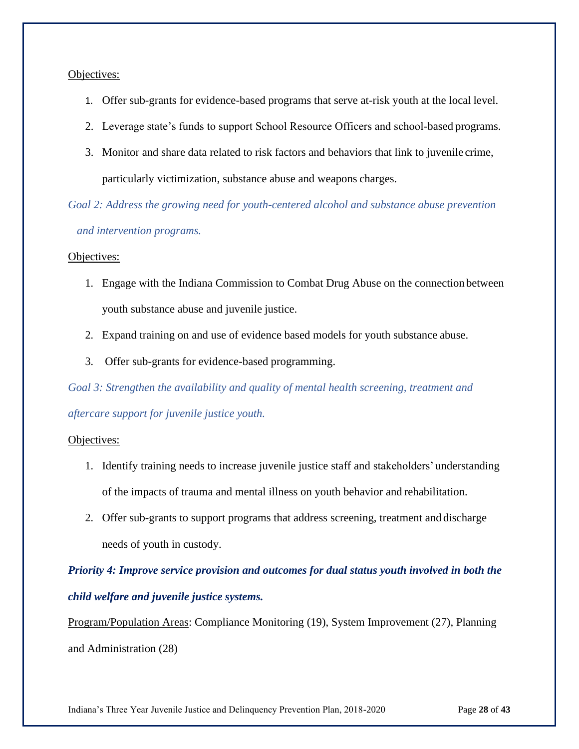Objectives:

1. Offer sub-grants for evidence-based programs that serve at-risk youth at the local level.
2. Leverage state's funds to support School Resource Officers and school-based programs.
3. Monitor and share data related to risk factors and behaviors that link to juvenile crime, particularly victimization, substance abuse and weapons charges.

*Goal 2: Address the growing need for youth-centered alcohol and substance abuse prevention and intervention programs.*

Objectives:

1. Engage with the Indiana Commission to Combat Drug Abuse on the connection between youth substance abuse and juvenile justice.
2. Expand training on and use of evidence based models for youth substance abuse.
3. Offer sub-grants for evidence-based programming.

*Goal 3: Strengthen the availability and quality of mental health screening, treatment and aftercare support for juvenile justice youth.*

Objectives:

1. Identify training needs to increase juvenile justice staff and stakeholders' understanding of the impacts of trauma and mental illness on youth behavior and rehabilitation.
2. Offer sub-grants to support programs that address screening, treatment and discharge needs of youth in custody.

***Priority 4: Improve service provision and outcomes for dual status youth involved in both the child welfare and juvenile justice systems.***

Program/Population Areas: Compliance Monitoring (19), System Improvement (27), Planning and Administration (28)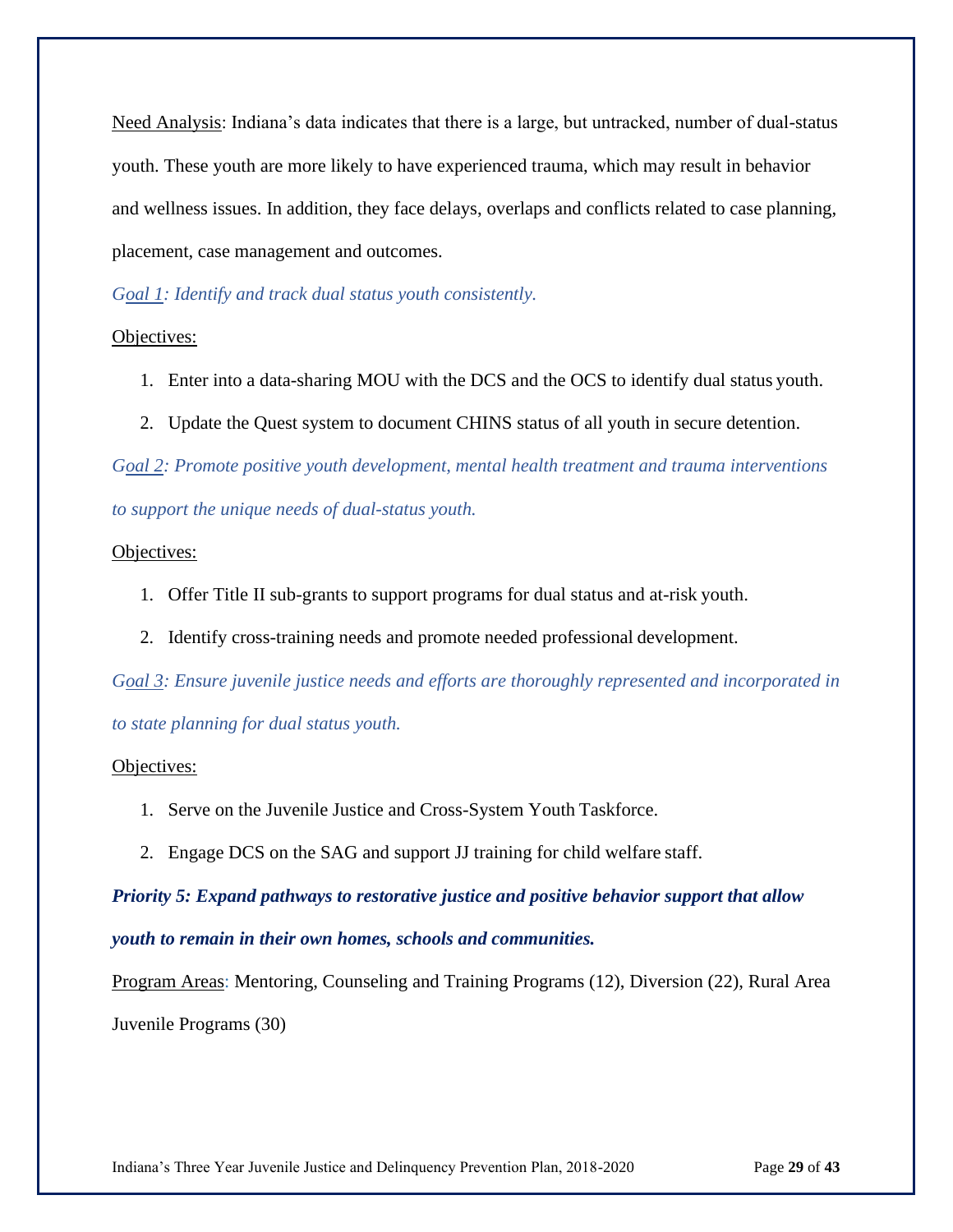<u>Need Analysis</u>: Indiana's data indicates that there is a large, but untracked, number of dual-status youth. These youth are more likely to have experienced trauma, which may result in behavior and wellness issues. In addition, they face delays, overlaps and conflicts related to case planning, placement, case management and outcomes.

*<u>Goal 1</u>: Identify and track dual status youth consistently.*

<u>Objectives:</u>

1. Enter into a data-sharing MOU with the DCS and the OCS to identify dual status youth.
2. Update the Quest system to document CHINS status of all youth in secure detention.

*<u>Goal 2</u>: Promote positive youth development, mental health treatment and trauma interventions to support the unique needs of dual-status youth.*

<u>Objectives:</u>

1. Offer Title II sub-grants to support programs for dual status and at-risk youth.
2. Identify cross-training needs and promote needed professional development.

*<u>Goal 3</u>: Ensure juvenile justice needs and efforts are thoroughly represented and incorporated in to state planning for dual status youth.*

<u>Objectives:</u>

1. Serve on the Juvenile Justice and Cross-System Youth Taskforce.
2. Engage DCS on the SAG and support JJ training for child welfare staff.

***Priority 5: Expand pathways to restorative justice and positive behavior support that allow youth to remain in their own homes, schools and communities.***

<u>Program Areas</u>: Mentoring, Counseling and Training Programs (12), Diversion (22), Rural Area Juvenile Programs (30)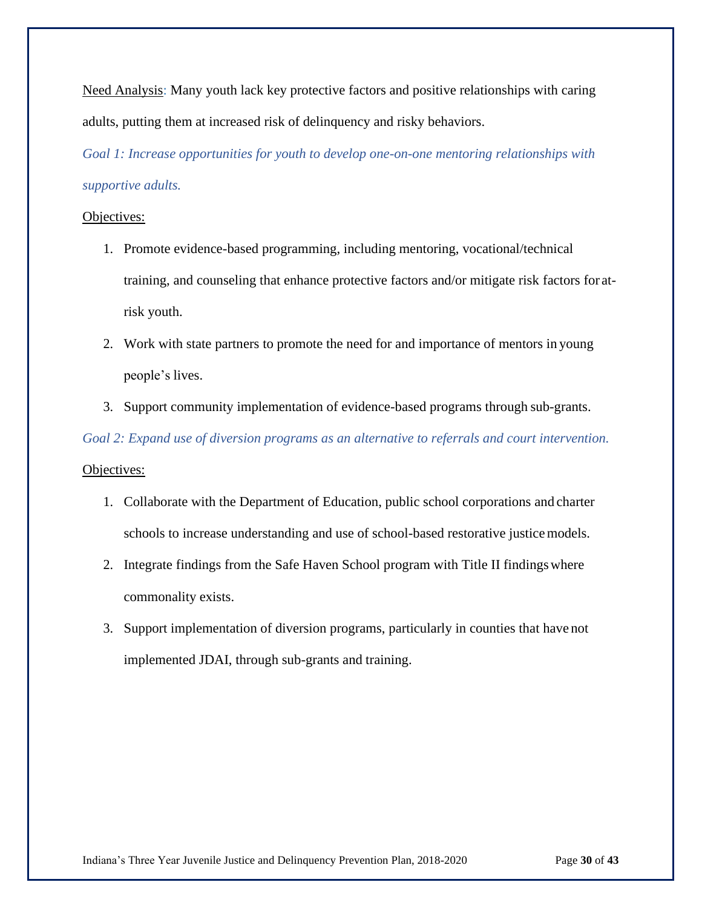Need Analysis: Many youth lack key protective factors and positive relationships with caring adults, putting them at increased risk of delinquency and risky behaviors.

*Goal 1: Increase opportunities for youth to develop one-on-one mentoring relationships with supportive adults.*

Objectives:

1. Promote evidence-based programming, including mentoring, vocational/technical training, and counseling that enhance protective factors and/or mitigate risk factors for at-risk youth.
2. Work with state partners to promote the need for and importance of mentors in young people's lives.
3. Support community implementation of evidence-based programs through sub-grants.

*Goal 2: Expand use of diversion programs as an alternative to referrals and court intervention.*

Objectives:

1. Collaborate with the Department of Education, public school corporations and charter schools to increase understanding and use of school-based restorative justice models.
2. Integrate findings from the Safe Haven School program with Title II findings where commonality exists.
3. Support implementation of diversion programs, particularly in counties that have not implemented JDAI, through sub-grants and training.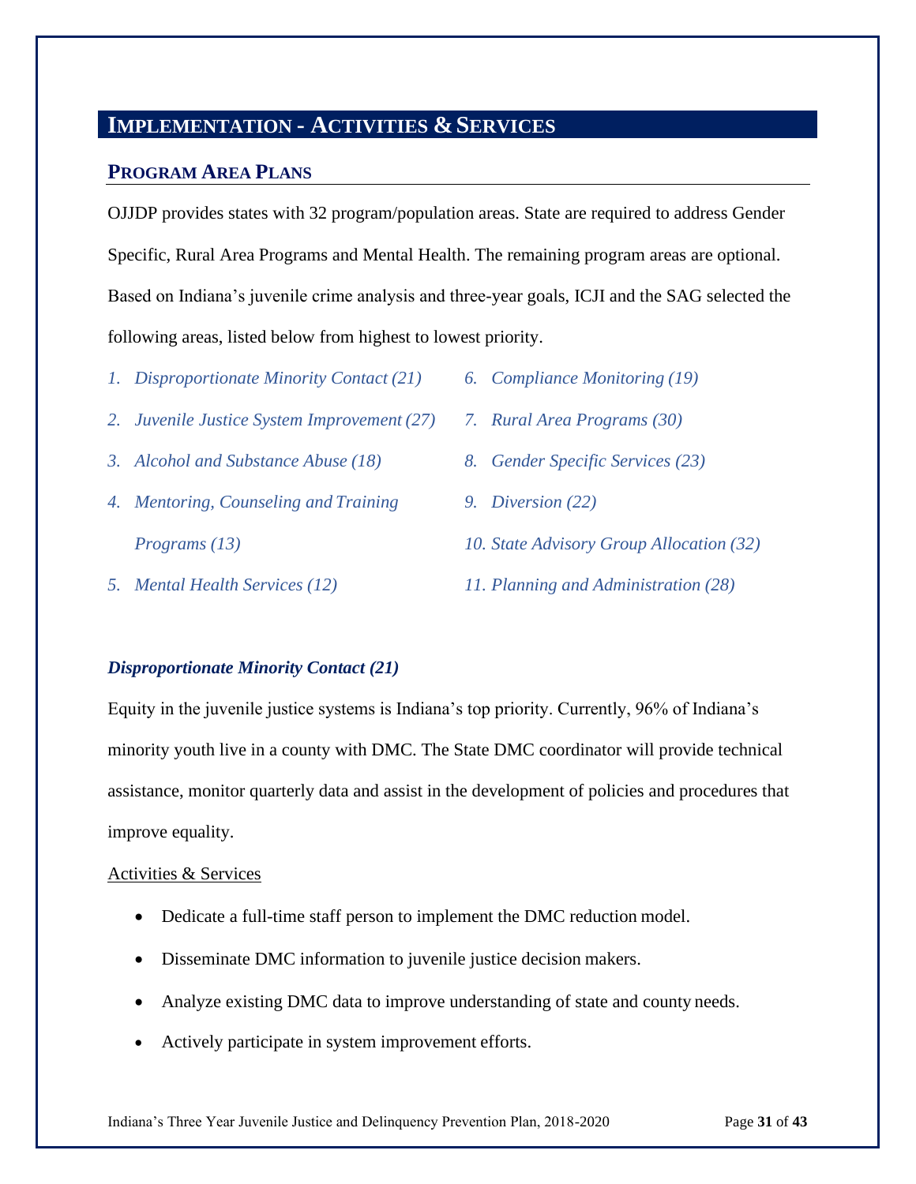# IMPLEMENTATION - ACTIVITIES & SERVICES

## PROGRAM AREA PLANS

OJJDP provides states with 32 program/population areas. State are required to address Gender Specific, Rural Area Programs and Mental Health. The remaining program areas are optional. Based on Indiana's juvenile crime analysis and three-year goals, ICJI and the SAG selected the following areas, listed below from highest to lowest priority.

1. *Disproportionate Minority Contact (21)*
2. *Juvenile Justice System Improvement (27)*
3. *Alcohol and Substance Abuse (18)*
4. *Mentoring, Counseling and Training Programs (13)*
5. *Mental Health Services (12)*
6. *Compliance Monitoring (19)*
7. *Rural Area Programs (30)*
8. *Gender Specific Services (23)*
9. *Diversion (22)*
10. *State Advisory Group Allocation (32)*
11. *Planning and Administration (28)*

### *Disproportionate Minority Contact (21)*

Equity in the juvenile justice systems is Indiana's top priority. Currently, 96% of Indiana's minority youth live in a county with DMC. The State DMC coordinator will provide technical assistance, monitor quarterly data and assist in the development of policies and procedures that improve equality.

<u>Activities & Services</u>

- Dedicate a full-time staff person to implement the DMC reduction model.
- Disseminate DMC information to juvenile justice decision makers.
- Analyze existing DMC data to improve understanding of state and county needs.
- Actively participate in system improvement efforts.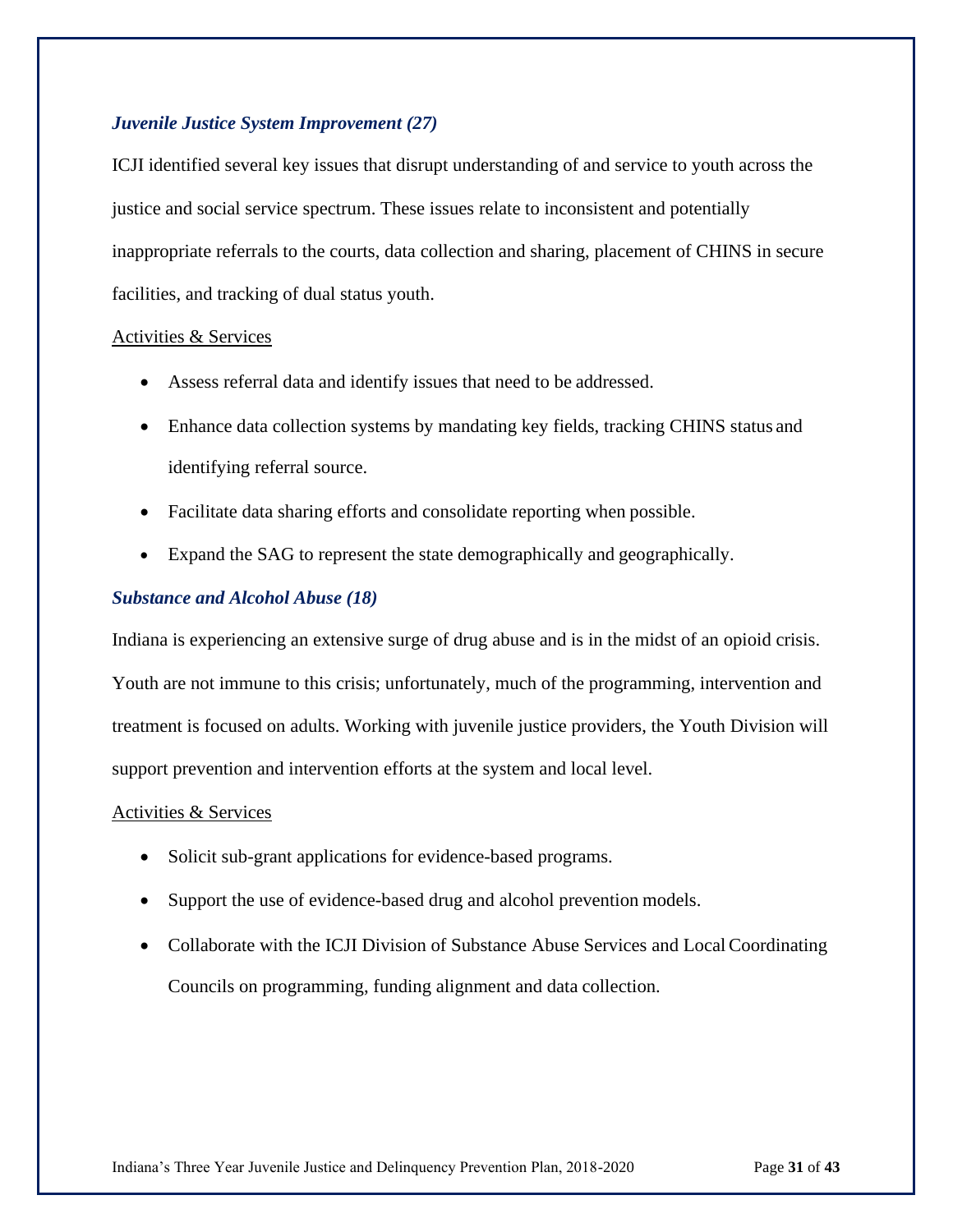### *Juvenile Justice System Improvement (27)*

ICJI identified several key issues that disrupt understanding of and service to youth across the justice and social service spectrum. These issues relate to inconsistent and potentially inappropriate referrals to the courts, data collection and sharing, placement of CHINS in secure facilities, and tracking of dual status youth.

<u>Activities & Services</u>

- Assess referral data and identify issues that need to be addressed.
- Enhance data collection systems by mandating key fields, tracking CHINS status and identifying referral source.
- Facilitate data sharing efforts and consolidate reporting when possible.
- Expand the SAG to represent the state demographically and geographically.

### *Substance and Alcohol Abuse (18)*

Indiana is experiencing an extensive surge of drug abuse and is in the midst of an opioid crisis. Youth are not immune to this crisis; unfortunately, much of the programming, intervention and treatment is focused on adults. Working with juvenile justice providers, the Youth Division will support prevention and intervention efforts at the system and local level.

<u>Activities & Services</u>

- Solicit sub-grant applications for evidence-based programs.
- Support the use of evidence-based drug and alcohol prevention models.
- Collaborate with the ICJI Division of Substance Abuse Services and Local Coordinating Councils on programming, funding alignment and data collection.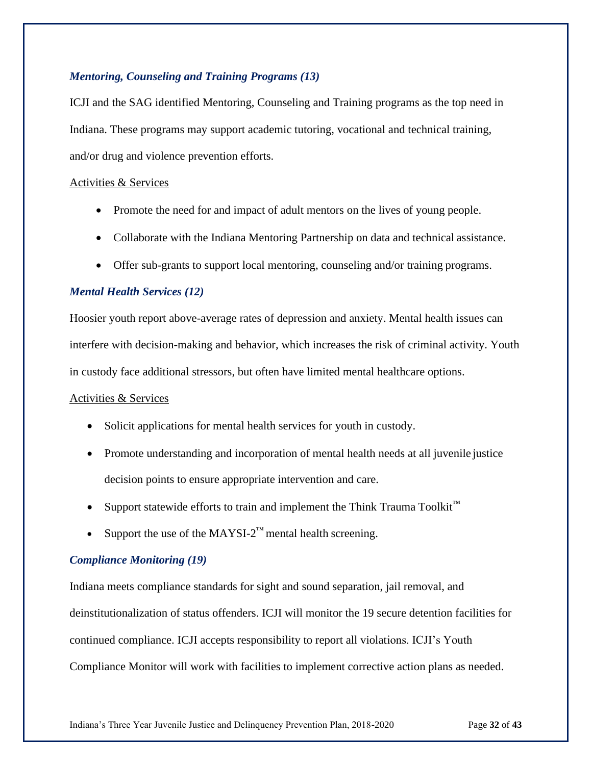### *Mentoring, Counseling and Training Programs (13)*

ICJI and the SAG identified Mentoring, Counseling and Training programs as the top need in Indiana. These programs may support academic tutoring, vocational and technical training, and/or drug and violence prevention efforts.

Activities & Services

- Promote the need for and impact of adult mentors on the lives of young people.
- Collaborate with the Indiana Mentoring Partnership on data and technical assistance.
- Offer sub-grants to support local mentoring, counseling and/or training programs.

### *Mental Health Services (12)*

Hoosier youth report above-average rates of depression and anxiety. Mental health issues can interfere with decision-making and behavior, which increases the risk of criminal activity. Youth in custody face additional stressors, but often have limited mental healthcare options.

Activities & Services

- Solicit applications for mental health services for youth in custody.
- Promote understanding and incorporation of mental health needs at all juvenile justice decision points to ensure appropriate intervention and care.
- Support statewide efforts to train and implement the Think Trauma Toolkit™
- Support the use of the MAYSI-2™ mental health screening.

### *Compliance Monitoring (19)*

Indiana meets compliance standards for sight and sound separation, jail removal, and deinstitutionalization of status offenders. ICJI will monitor the 19 secure detention facilities for continued compliance. ICJI accepts responsibility to report all violations. ICJI's Youth Compliance Monitor will work with facilities to implement corrective action plans as needed.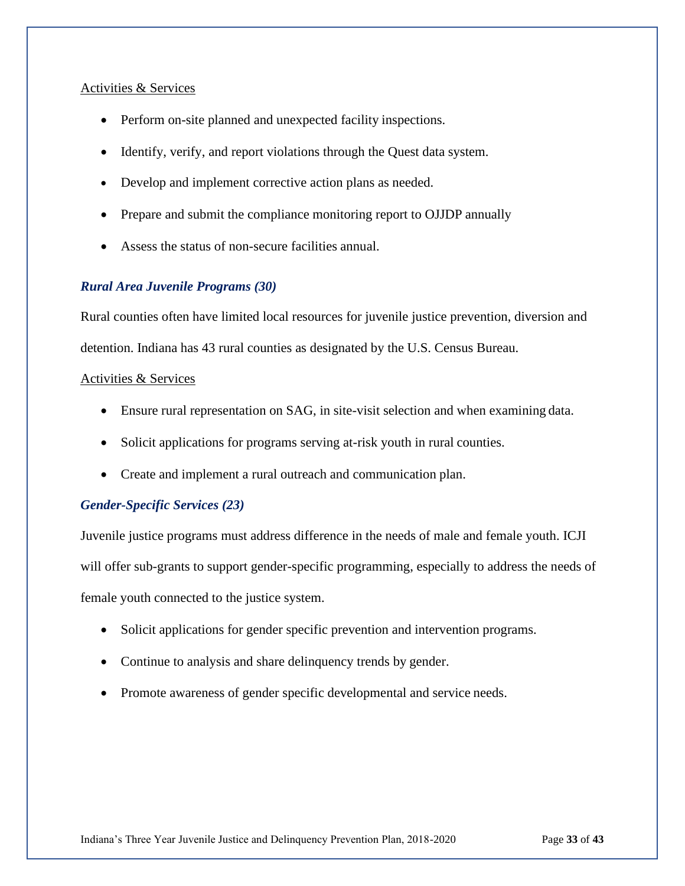Activities & Services

- Perform on-site planned and unexpected facility inspections.
- Identify, verify, and report violations through the Quest data system.
- Develop and implement corrective action plans as needed.
- Prepare and submit the compliance monitoring report to OJJDP annually
- Assess the status of non-secure facilities annual.

### *Rural Area Juvenile Programs (30)*

Rural counties often have limited local resources for juvenile justice prevention, diversion and detention. Indiana has 43 rural counties as designated by the U.S. Census Bureau.

Activities & Services

- Ensure rural representation on SAG, in site-visit selection and when examining data.
- Solicit applications for programs serving at-risk youth in rural counties.
- Create and implement a rural outreach and communication plan.

### *Gender-Specific Services (23)*

Juvenile justice programs must address difference in the needs of male and female youth. ICJI will offer sub-grants to support gender-specific programming, especially to address the needs of female youth connected to the justice system.

- Solicit applications for gender specific prevention and intervention programs.
- Continue to analysis and share delinquency trends by gender.
- Promote awareness of gender specific developmental and service needs.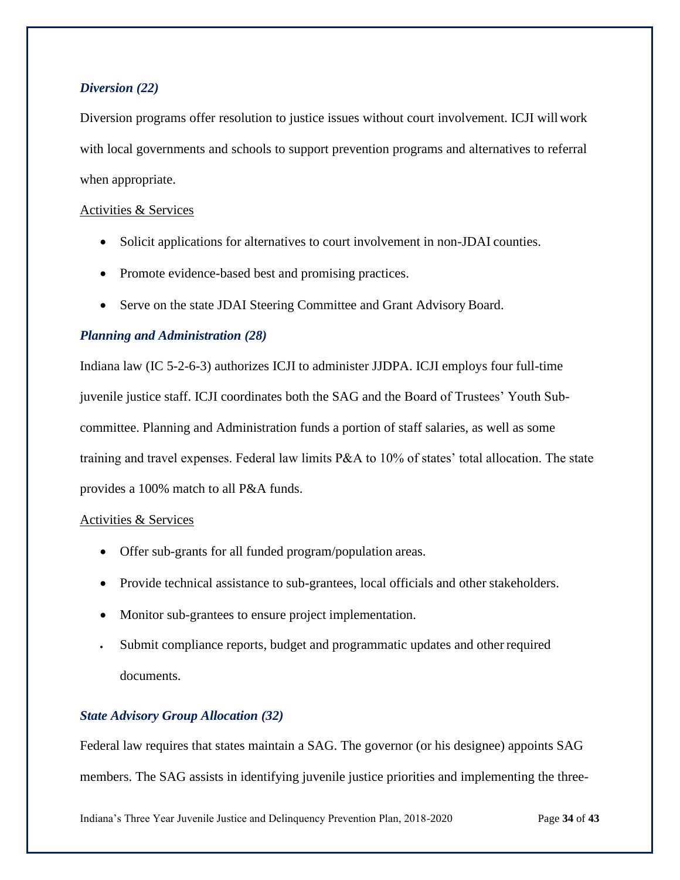### *Diversion (22)*

Diversion programs offer resolution to justice issues without court involvement. ICJI will work with local governments and schools to support prevention programs and alternatives to referral when appropriate.

Activities & Services

- Solicit applications for alternatives to court involvement in non-JDAI counties.
- Promote evidence-based best and promising practices.
- Serve on the state JDAI Steering Committee and Grant Advisory Board.

### *Planning and Administration (28)*

Indiana law (IC 5-2-6-3) authorizes ICJI to administer JJDPA. ICJI employs four full-time juvenile justice staff. ICJI coordinates both the SAG and the Board of Trustees' Youth Sub-committee. Planning and Administration funds a portion of staff salaries, as well as some training and travel expenses. Federal law limits P&A to 10% of states' total allocation. The state provides a 100% match to all P&A funds.

Activities & Services

- Offer sub-grants for all funded program/population areas.
- Provide technical assistance to sub-grantees, local officials and other stakeholders.
- Monitor sub-grantees to ensure project implementation.
- Submit compliance reports, budget and programmatic updates and other required documents.

### *State Advisory Group Allocation (32)*

Federal law requires that states maintain a SAG. The governor (or his designee) appoints SAG members. The SAG assists in identifying juvenile justice priorities and implementing the three-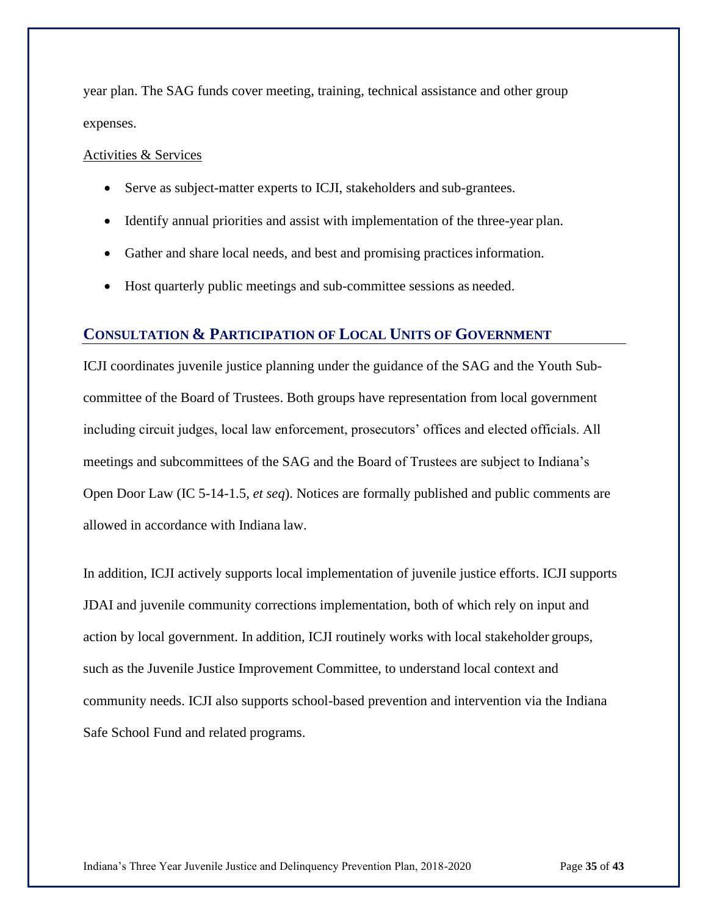year plan. The SAG funds cover meeting, training, technical assistance and other group expenses.

Activities & Services

- Serve as subject-matter experts to ICJI, stakeholders and sub-grantees.
- Identify annual priorities and assist with implementation of the three-year plan.
- Gather and share local needs, and best and promising practices information.
- Host quarterly public meetings and sub-committee sessions as needed.

## CONSULTATION & PARTICIPATION OF LOCAL UNITS OF GOVERNMENT

ICJI coordinates juvenile justice planning under the guidance of the SAG and the Youth Sub-committee of the Board of Trustees. Both groups have representation from local government including circuit judges, local law enforcement, prosecutors' offices and elected officials. All meetings and subcommittees of the SAG and the Board of Trustees are subject to Indiana's Open Door Law (IC 5-14-1.5, *et seq*). Notices are formally published and public comments are allowed in accordance with Indiana law.

In addition, ICJI actively supports local implementation of juvenile justice efforts. ICJI supports JDAI and juvenile community corrections implementation, both of which rely on input and action by local government. In addition, ICJI routinely works with local stakeholder groups, such as the Juvenile Justice Improvement Committee, to understand local context and community needs. ICJI also supports school-based prevention and intervention via the Indiana Safe School Fund and related programs.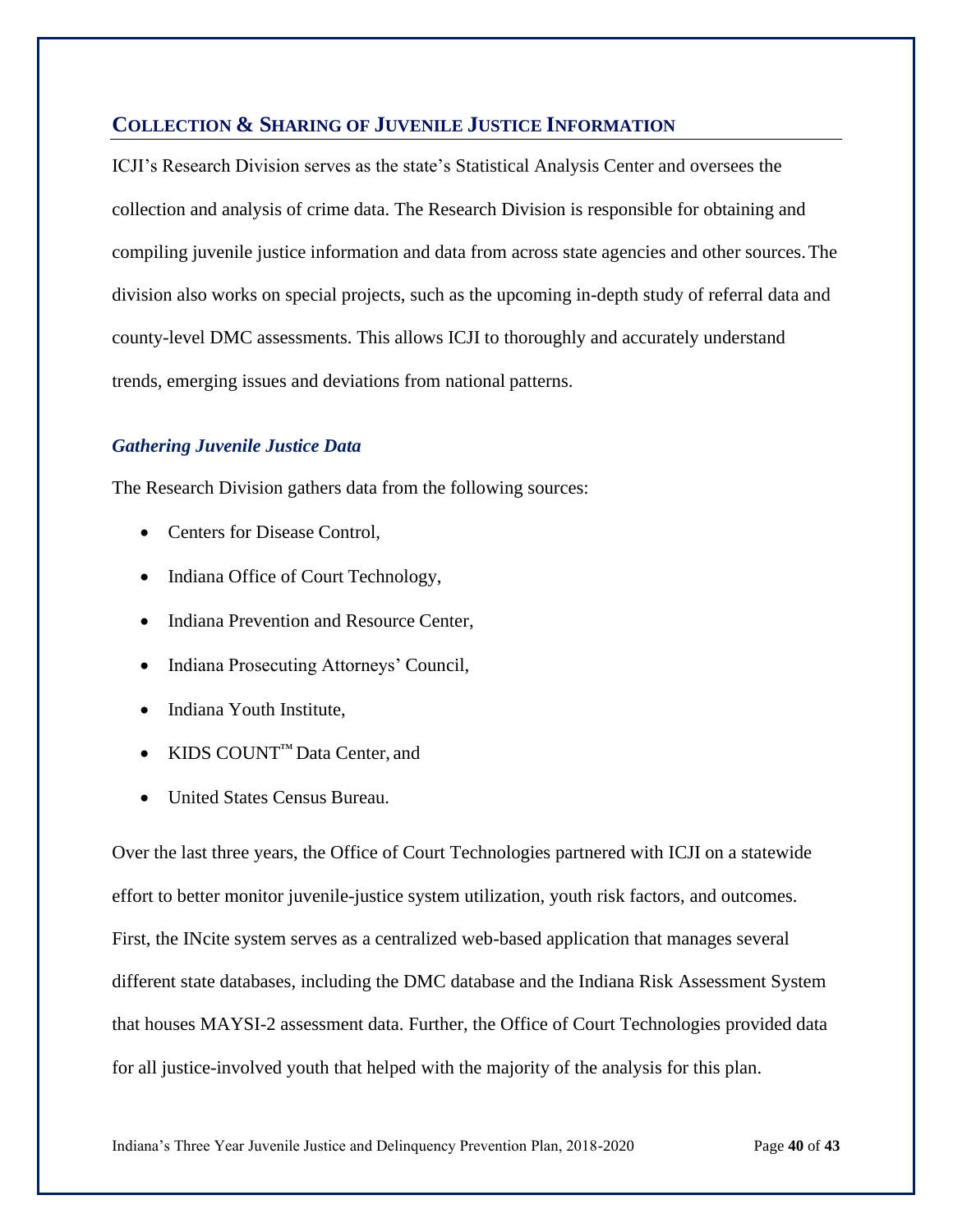## Collection & Sharing of Juvenile Justice Information

ICJI's Research Division serves as the state's Statistical Analysis Center and oversees the collection and analysis of crime data. The Research Division is responsible for obtaining and compiling juvenile justice information and data from across state agencies and other sources. The division also works on special projects, such as the upcoming in-depth study of referral data and county-level DMC assessments. This allows ICJI to thoroughly and accurately understand trends, emerging issues and deviations from national patterns.

### *Gathering Juvenile Justice Data*

The Research Division gathers data from the following sources:

- Centers for Disease Control,
- Indiana Office of Court Technology,
- Indiana Prevention and Resource Center,
- Indiana Prosecuting Attorneys' Council,
- Indiana Youth Institute,
- KIDS COUNT™ Data Center, and
- United States Census Bureau.

Over the last three years, the Office of Court Technologies partnered with ICJI on a statewide effort to better monitor juvenile-justice system utilization, youth risk factors, and outcomes. First, the INcite system serves as a centralized web-based application that manages several different state databases, including the DMC database and the Indiana Risk Assessment System that houses MAYSI-2 assessment data. Further, the Office of Court Technologies provided data for all justice-involved youth that helped with the majority of the analysis for this plan.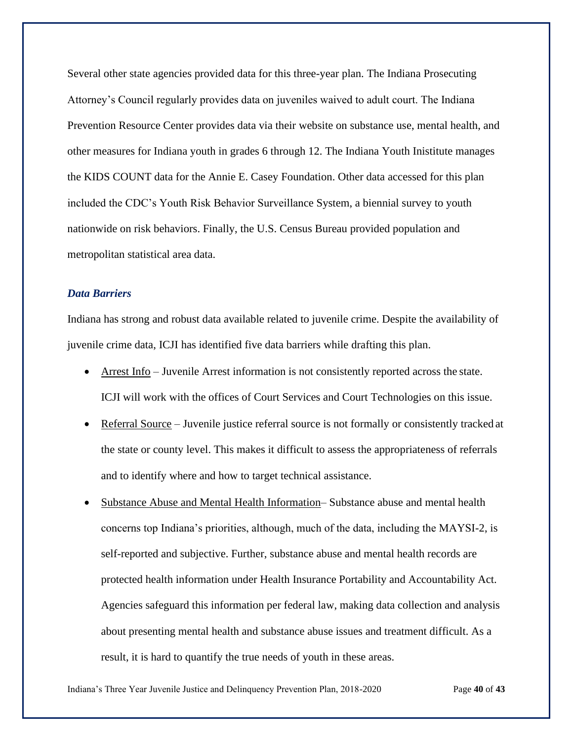Several other state agencies provided data for this three-year plan. The Indiana Prosecuting Attorney's Council regularly provides data on juveniles waived to adult court. The Indiana Prevention Resource Center provides data via their website on substance use, mental health, and other measures for Indiana youth in grades 6 through 12. The Indiana Youth Inistitute manages the KIDS COUNT data for the Annie E. Casey Foundation. Other data accessed for this plan included the CDC's Youth Risk Behavior Surveillance System, a biennial survey to youth nationwide on risk behaviors. Finally, the U.S. Census Bureau provided population and metropolitan statistical area data.

### *Data Barriers*

Indiana has strong and robust data available related to juvenile crime. Despite the availability of juvenile crime data, ICJI has identified five data barriers while drafting this plan.

- Arrest Info – Juvenile Arrest information is not consistently reported across the state. ICJI will work with the offices of Court Services and Court Technologies on this issue.
- Referral Source – Juvenile justice referral source is not formally or consistently tracked at the state or county level. This makes it difficult to assess the appropriateness of referrals and to identify where and how to target technical assistance.
- Substance Abuse and Mental Health Information– Substance abuse and mental health concerns top Indiana's priorities, although, much of the data, including the MAYSI-2, is self-reported and subjective. Further, substance abuse and mental health records are protected health information under Health Insurance Portability and Accountability Act. Agencies safeguard this information per federal law, making data collection and analysis about presenting mental health and substance abuse issues and treatment difficult. As a result, it is hard to quantify the true needs of youth in these areas.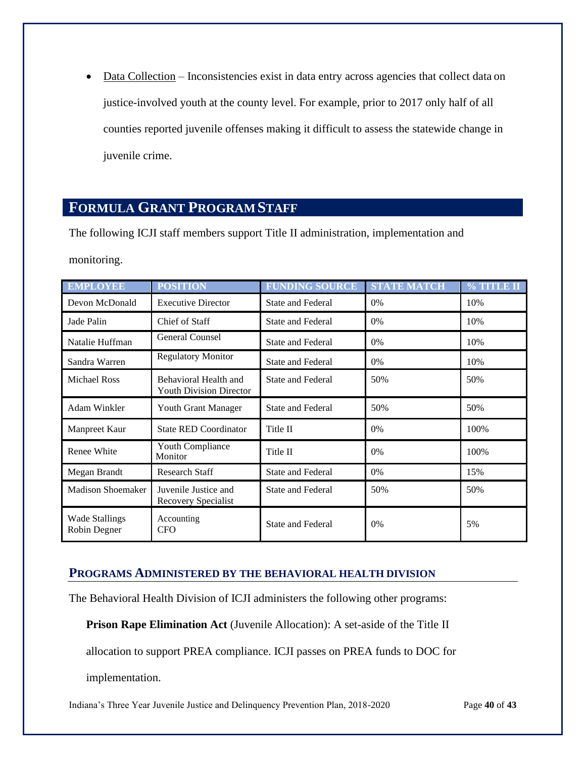- Data Collection – Inconsistencies exist in data entry across agencies that collect data on justice-involved youth at the county level. For example, prior to 2017 only half of all counties reported juvenile offenses making it difficult to assess the statewide change in juvenile crime.

## FORMULA GRANT PROGRAM STAFF

The following ICJI staff members support Title II administration, implementation and monitoring.

| EMPLOYEE | POSITION | FUNDING SOURCE | STATE MATCH | % TITLE II |
|---|---|---|---|---|
| Devon McDonald | Executive Director | State and Federal | 0% | 10% |
| Jade Palin | Chief of Staff | State and Federal | 0% | 10% |
| Natalie Huffman | General Counsel | State and Federal | 0% | 10% |
| Sandra Warren | Regulatory Monitor | State and Federal | 0% | 10% |
| Michael Ross | Behavioral Health and Youth Division Director | State and Federal | 50% | 50% |
| Adam Winkler | Youth Grant Manager | State and Federal | 50% | 50% |
| Manpreet Kaur | State RED Coordinator | Title II | 0% | 100% |
| Renee White | Youth Compliance Monitor | Title II | 0% | 100% |
| Megan Brandt | Research Staff | State and Federal | 0% | 15% |
| Madison Shoemaker | Juvenile Justice and Recovery Specialist | State and Federal | 50% | 50% |
| Wade Stallings<br>Robin Degner | Accounting<br>CFO | State and Federal | 0% | 5% |

### PROGRAMS ADMINISTERED BY THE BEHAVIORAL HEALTH DIVISION

The Behavioral Health Division of ICJI administers the following other programs:

**Prison Rape Elimination Act** (Juvenile Allocation): A set-aside of the Title II allocation to support PREA compliance. ICJI passes on PREA funds to DOC for implementation.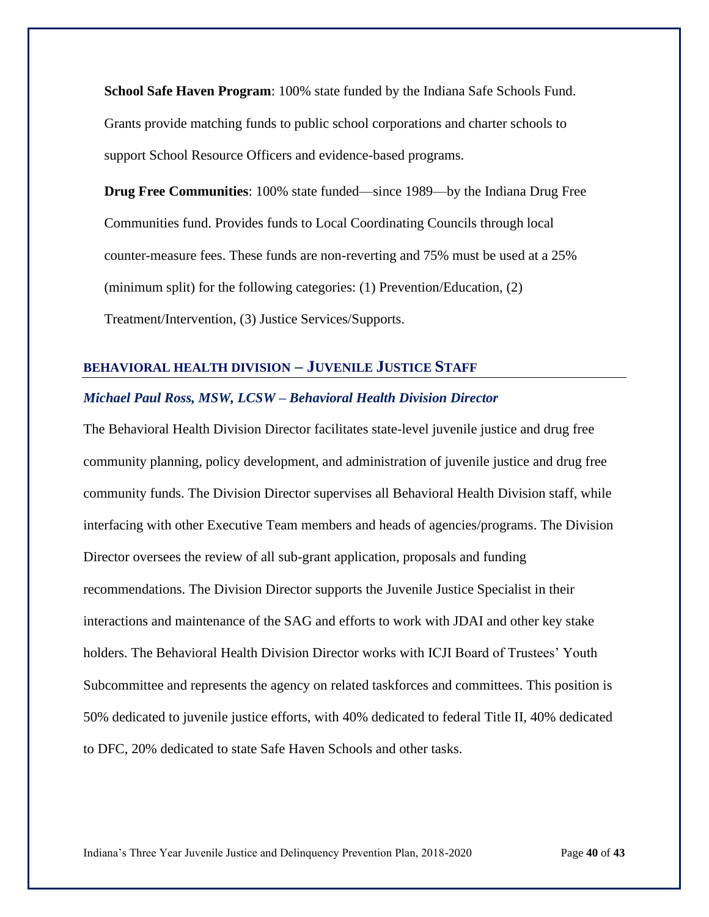**School Safe Haven Program**: 100% state funded by the Indiana Safe Schools Fund. Grants provide matching funds to public school corporations and charter schools to support School Resource Officers and evidence-based programs.

**Drug Free Communities**: 100% state funded—since 1989—by the Indiana Drug Free Communities fund. Provides funds to Local Coordinating Councils through local counter-measure fees. These funds are non-reverting and 75% must be used at a 25% (minimum split) for the following categories: (1) Prevention/Education, (2) Treatment/Intervention, (3) Justice Services/Supports.

## BEHAVIORAL HEALTH DIVISION – JUVENILE JUSTICE STAFF

### *Michael Paul Ross, MSW, LCSW – Behavioral Health Division Director*

The Behavioral Health Division Director facilitates state-level juvenile justice and drug free community planning, policy development, and administration of juvenile justice and drug free community funds. The Division Director supervises all Behavioral Health Division staff, while interfacing with other Executive Team members and heads of agencies/programs. The Division Director oversees the review of all sub-grant application, proposals and funding recommendations. The Division Director supports the Juvenile Justice Specialist in their interactions and maintenance of the SAG and efforts to work with JDAI and other key stake holders. The Behavioral Health Division Director works with ICJI Board of Trustees' Youth Subcommittee and represents the agency on related taskforces and committees. This position is 50% dedicated to juvenile justice efforts, with 40% dedicated to federal Title II, 40% dedicated to DFC, 20% dedicated to state Safe Haven Schools and other tasks.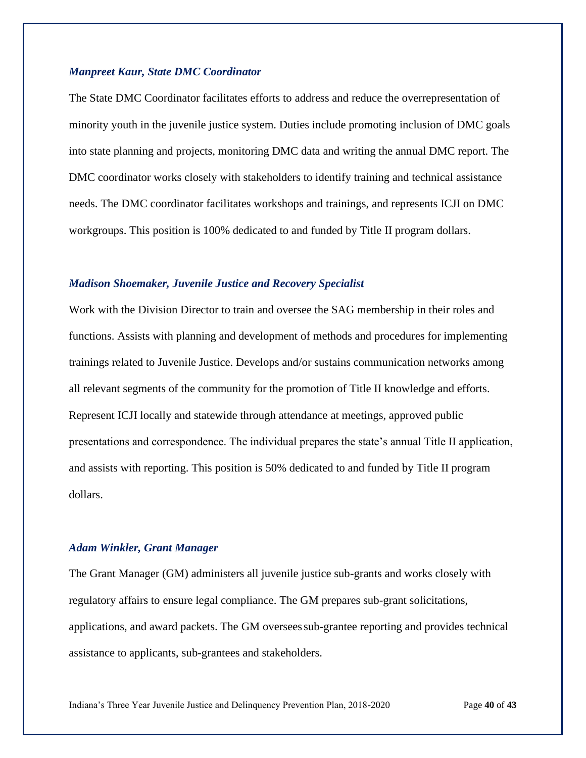***Manpreet Kaur, State DMC Coordinator***

The State DMC Coordinator facilitates efforts to address and reduce the overrepresentation of minority youth in the juvenile justice system. Duties include promoting inclusion of DMC goals into state planning and projects, monitoring DMC data and writing the annual DMC report. The DMC coordinator works closely with stakeholders to identify training and technical assistance needs. The DMC coordinator facilitates workshops and trainings, and represents ICJI on DMC workgroups. This position is 100% dedicated to and funded by Title II program dollars.

***Madison Shoemaker, Juvenile Justice and Recovery Specialist***

Work with the Division Director to train and oversee the SAG membership in their roles and functions. Assists with planning and development of methods and procedures for implementing trainings related to Juvenile Justice. Develops and/or sustains communication networks among all relevant segments of the community for the promotion of Title II knowledge and efforts. Represent ICJI locally and statewide through attendance at meetings, approved public presentations and correspondence. The individual prepares the state's annual Title II application, and assists with reporting. This position is 50% dedicated to and funded by Title II program dollars.

***Adam Winkler, Grant Manager***

The Grant Manager (GM) administers all juvenile justice sub-grants and works closely with regulatory affairs to ensure legal compliance. The GM prepares sub-grant solicitations, applications, and award packets. The GM oversees sub-grantee reporting and provides technical assistance to applicants, sub-grantees and stakeholders.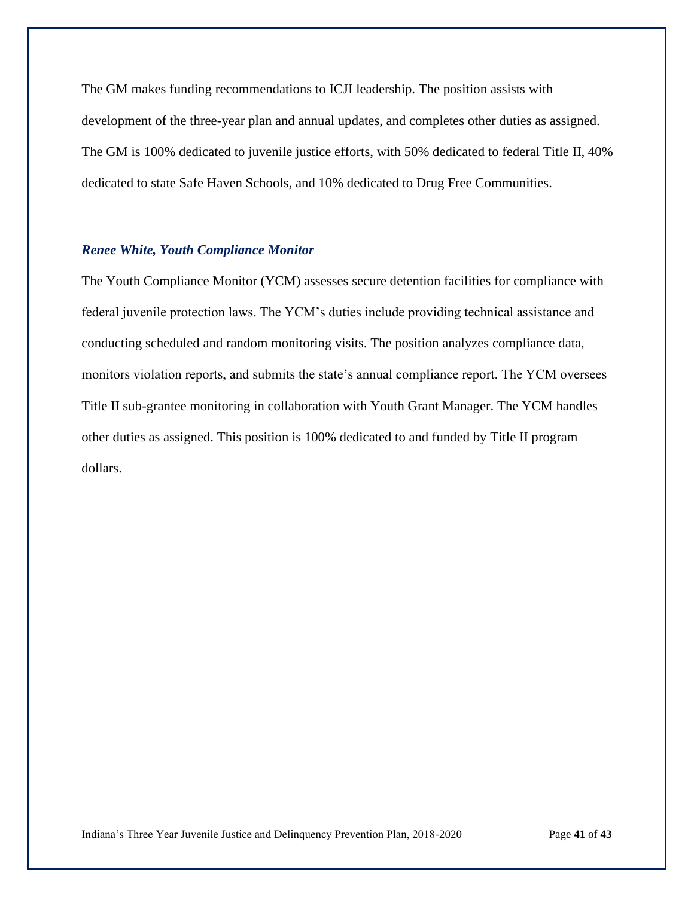The GM makes funding recommendations to ICJI leadership. The position assists with development of the three-year plan and annual updates, and completes other duties as assigned. The GM is 100% dedicated to juvenile justice efforts, with 50% dedicated to federal Title II, 40% dedicated to state Safe Haven Schools, and 10% dedicated to Drug Free Communities.

### *Renee White, Youth Compliance Monitor*

The Youth Compliance Monitor (YCM) assesses secure detention facilities for compliance with federal juvenile protection laws. The YCM's duties include providing technical assistance and conducting scheduled and random monitoring visits. The position analyzes compliance data, monitors violation reports, and submits the state's annual compliance report. The YCM oversees Title II sub-grantee monitoring in collaboration with Youth Grant Manager. The YCM handles other duties as assigned. This position is 100% dedicated to and funded by Title II program dollars.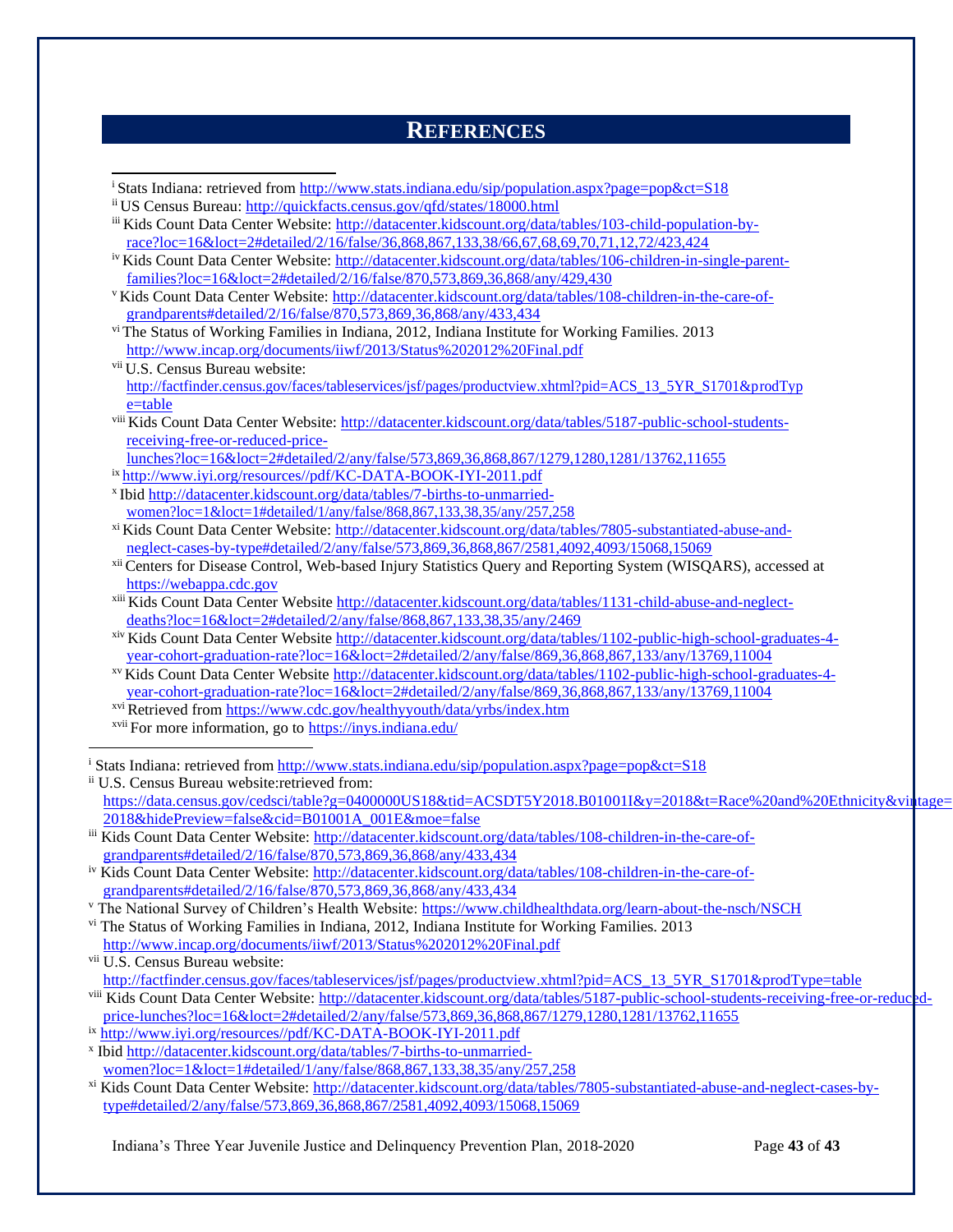# REFERENCES

[i] Stats Indiana: retrieved from http://www.stats.indiana.edu/sip/population.aspx?page=pop&ct=S18
[ii] US Census Bureau: http://quickfacts.census.gov/qfd/states/18000.html
[iii] Kids Count Data Center Website: http://datacenter.kidscount.org/data/tables/103-child-population-by-race?loc=16&loct=2#detailed/2/16/false/36,868,867,133,38/66,67,68,69,70,71,12,72/423,424
[iv] Kids Count Data Center Website: http://datacenter.kidscount.org/data/tables/106-children-in-single-parent-families?loc=16&loct=2#detailed/2/16/false/870,573,869,36,868/any/429,430
[v] Kids Count Data Center Website: http://datacenter.kidscount.org/data/tables/108-children-in-the-care-of-grandparents#detailed/2/16/false/870,573,869,36,868/any/433,434
[vi] The Status of Working Families in Indiana, 2012, Indiana Institute for Working Families. 2013 http://www.incap.org/documents/iiwf/2013/Status%202012%20Final.pdf
[vii] U.S. Census Bureau website: http://factfinder.census.gov/faces/tableservices/jsf/pages/productview.xhtml?pid=ACS_13_5YR_S1701&prodType=table
[viii] Kids Count Data Center Website: http://datacenter.kidscount.org/data/tables/5187-public-school-students-receiving-free-or-reduced-price-lunches?loc=16&loct=2#detailed/2/any/false/573,869,36,868,867/1279,1280,1281/13762,11655
[ix] http://www.iyi.org/resources//pdf/KC-DATA-BOOK-IYI-2011.pdf
[x] Ibid http://datacenter.kidscount.org/data/tables/7-births-to-unmarried-women?loc=1&loct=1#detailed/1/any/false/868,867,133,38,35/any/257,258
[xi] Kids Count Data Center Website: http://datacenter.kidscount.org/data/tables/7805-substantiated-abuse-and-neglect-cases-by-type#detailed/2/any/false/573,869,36,868,867/2581,4092,4093/15068,15069
[xii] Centers for Disease Control, Web-based Injury Statistics Query and Reporting System (WISQARS), accessed at https://webappa.cdc.gov
[xiii] Kids Count Data Center Website http://datacenter.kidscount.org/data/tables/1131-child-abuse-and-neglect-deaths?loc=16&loct=2#detailed/2/any/false/868,867,133,38,35/any/2469
[xiv] Kids Count Data Center Website http://datacenter.kidscount.org/data/tables/1102-public-high-school-graduates-4-year-cohort-graduation-rate?loc=16&loct=2#detailed/2/any/false/869,36,868,867,133/any/13769,11004
[xv] Kids Count Data Center Website http://datacenter.kidscount.org/data/tables/1102-public-high-school-graduates-4-year-cohort-graduation-rate?loc=16&loct=2#detailed/2/any/false/869,36,868,867,133/any/13769,11004
[xvi] Retrieved from https://www.cdc.gov/healthyyouth/data/yrbs/index.htm
[xvii] For more information, go to https://inys.indiana.edu/

---

[i] Stats Indiana: retrieved from http://www.stats.indiana.edu/sip/population.aspx?page=pop&ct=S18
[ii] U.S. Census Bureau website:retrieved from: https://data.census.gov/cedsci/table?g=0400000US18&tid=ACSDT5Y2018.B01001I&y=2018&t=Race%20and%20Ethnicity&vintage=2018&hidePreview=false&cid=B01001A_001E&moe=false
[iii] Kids Count Data Center Website: http://datacenter.kidscount.org/data/tables/108-children-in-the-care-of-grandparents#detailed/2/16/false/870,573,869,36,868/any/433,434
[iv] Kids Count Data Center Website: http://datacenter.kidscount.org/data/tables/108-children-in-the-care-of-grandparents#detailed/2/16/false/870,573,869,36,868/any/433,434
[v] The National Survey of Children's Health Website: https://www.childhealthdata.org/learn-about-the-nsch/NSCH
[vi] The Status of Working Families in Indiana, 2012, Indiana Institute for Working Families. 2013 http://www.incap.org/documents/iiwf/2013/Status%202012%20Final.pdf
[vii] U.S. Census Bureau website: http://factfinder.census.gov/faces/tableservices/jsf/pages/productview.xhtml?pid=ACS_13_5YR_S1701&prodType=table
[viii] Kids Count Data Center Website: http://datacenter.kidscount.org/data/tables/5187-public-school-students-receiving-free-or-reduced-price-lunches?loc=16&loct=2#detailed/2/any/false/573,869,36,868,867/1279,1280,1281/13762,11655
[ix] http://www.iyi.org/resources//pdf/KC-DATA-BOOK-IYI-2011.pdf
[x] Ibid http://datacenter.kidscount.org/data/tables/7-births-to-unmarried-women?loc=1&loct=1#detailed/1/any/false/868,867,133,38,35/any/257,258
[xi] Kids Count Data Center Website: http://datacenter.kidscount.org/data/tables/7805-substantiated-abuse-and-neglect-cases-by-type#detailed/2/any/false/573,869,36,868,867/2581,4092,4093/15068,15069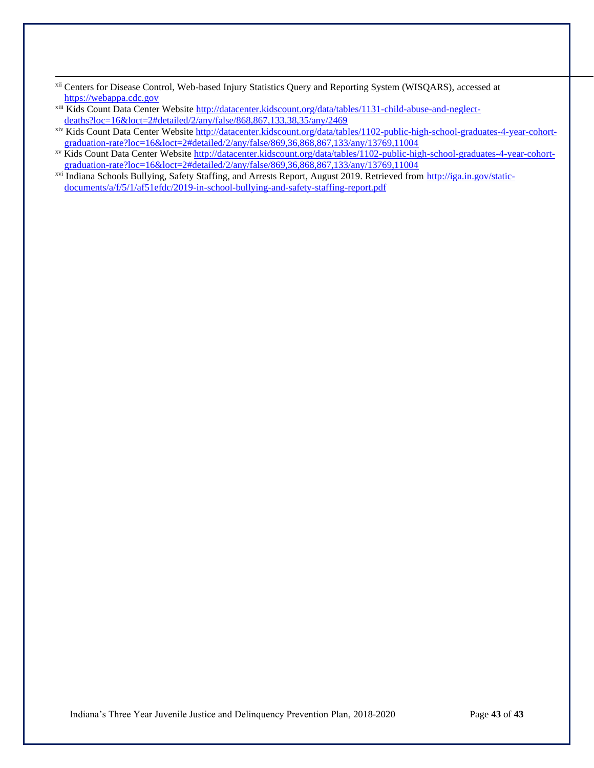[xii] Centers for Disease Control, Web-based Injury Statistics Query and Reporting System (WISQARS), accessed at https://webappa.cdc.gov

[xiii] Kids Count Data Center Website http://datacenter.kidscount.org/data/tables/1131-child-abuse-and-neglect-deaths?loc=16&loct=2#detailed/2/any/false/868,867,133,38,35/any/2469

[xiv] Kids Count Data Center Website http://datacenter.kidscount.org/data/tables/1102-public-high-school-graduates-4-year-cohort-graduation-rate?loc=16&loct=2#detailed/2/any/false/869,36,868,867,133/any/13769,11004

[xv] Kids Count Data Center Website http://datacenter.kidscount.org/data/tables/1102-public-high-school-graduates-4-year-cohort-graduation-rate?loc=16&loct=2#detailed/2/any/false/869,36,868,867,133/any/13769,11004

[xvi] Indiana Schools Bullying, Safety Staffing, and Arrests Report, August 2019. Retrieved from http://iga.in.gov/static-documents/a/f/5/1/af51efdc/2019-in-school-bullying-and-safety-staffing-report.pdf